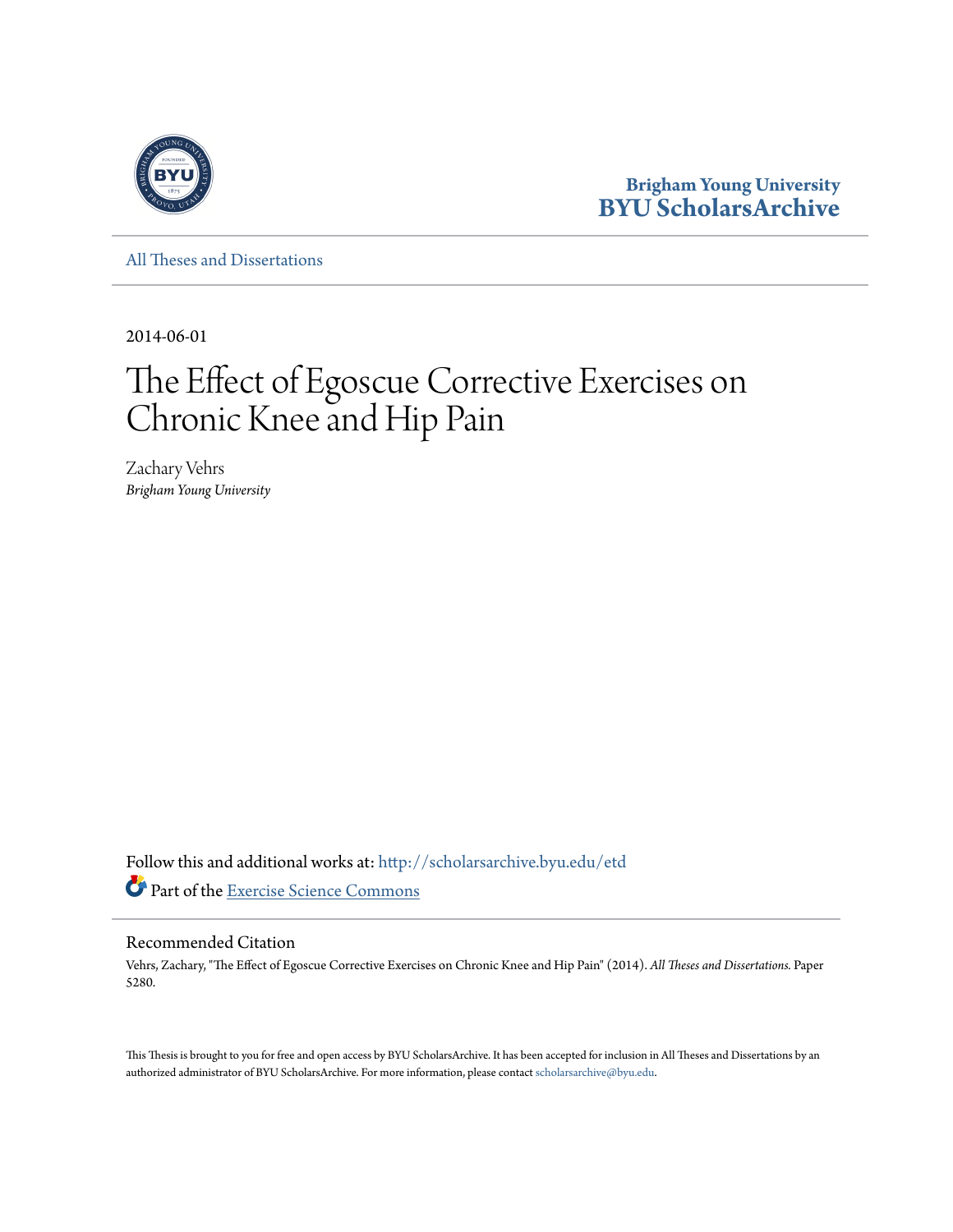Brigham Young University
**BYU ScholarsArchive**

All Theses and Dissertations

---

2014-06-01

# The Effect of Egoscue Corrective Exercises on Chronic Knee and Hip Pain

Zachary Vehrs
*Brigham Young University*

Follow this and additional works at: http://scholarsarchive.byu.edu/etd

Part of the Exercise Science Commons

## Recommended Citation

Vehrs, Zachary, "The Effect of Egoscue Corrective Exercises on Chronic Knee and Hip Pain" (2014). *All Theses and Dissertations.* Paper 5280.

This Thesis is brought to you for free and open access by BYU ScholarsArchive. It has been accepted for inclusion in All Theses and Dissertations by an authorized administrator of BYU ScholarsArchive. For more information, please contact scholarsarchive@byu.edu.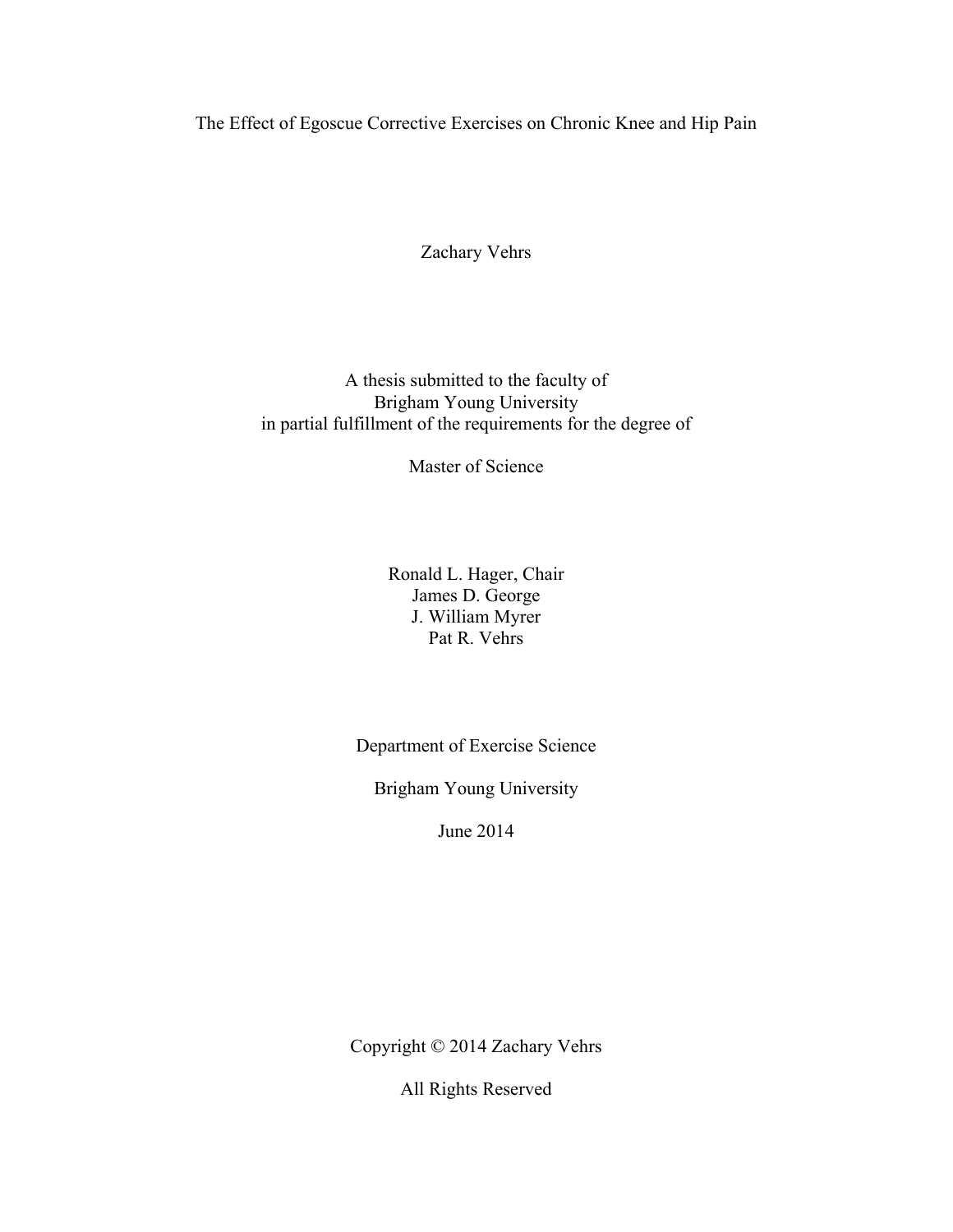The Effect of Egoscue Corrective Exercises on Chronic Knee and Hip Pain

Zachary Vehrs

A thesis submitted to the faculty of
Brigham Young University
in partial fulfillment of the requirements for the degree of

Master of Science

Ronald L. Hager, Chair
James D. George
J. William Myrer
Pat R. Vehrs

Department of Exercise Science

Brigham Young University

June 2014

Copyright © 2014 Zachary Vehrs

All Rights Reserved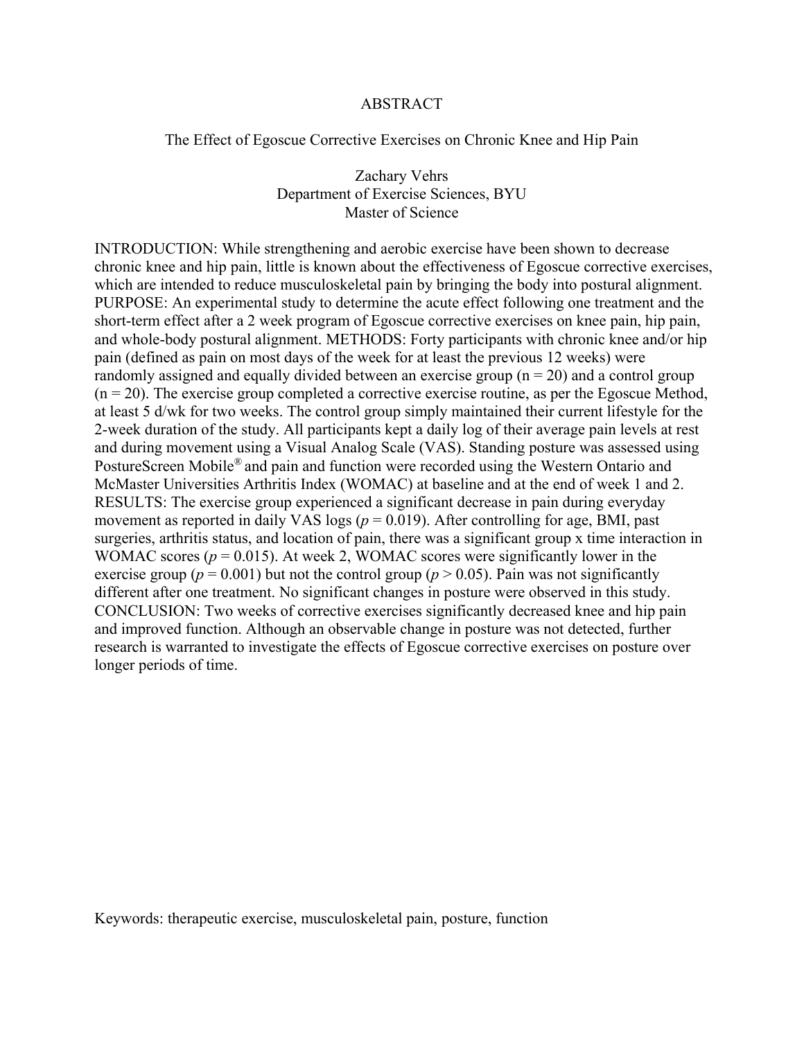# ABSTRACT

## The Effect of Egoscue Corrective Exercises on Chronic Knee and Hip Pain

Zachary Vehrs
Department of Exercise Sciences, BYU
Master of Science

INTRODUCTION: While strengthening and aerobic exercise have been shown to decrease chronic knee and hip pain, little is known about the effectiveness of Egoscue corrective exercises, which are intended to reduce musculoskeletal pain by bringing the body into postural alignment. PURPOSE: An experimental study to determine the acute effect following one treatment and the short-term effect after a 2 week program of Egoscue corrective exercises on knee pain, hip pain, and whole-body postural alignment. METHODS: Forty participants with chronic knee and/or hip pain (defined as pain on most days of the week for at least the previous 12 weeks) were randomly assigned and equally divided between an exercise group ($n = 20$) and a control group ($n = 20$). The exercise group completed a corrective exercise routine, as per the Egoscue Method, at least 5 d/wk for two weeks. The control group simply maintained their current lifestyle for the 2-week duration of the study. All participants kept a daily log of their average pain levels at rest and during movement using a Visual Analog Scale (VAS). Standing posture was assessed using PostureScreen Mobile® and pain and function were recorded using the Western Ontario and McMaster Universities Arthritis Index (WOMAC) at baseline and at the end of week 1 and 2. RESULTS: The exercise group experienced a significant decrease in pain during everyday movement as reported in daily VAS logs ($p = 0.019$). After controlling for age, BMI, past surgeries, arthritis status, and location of pain, there was a significant group x time interaction in WOMAC scores ($p = 0.015$). At week 2, WOMAC scores were significantly lower in the exercise group ($p = 0.001$) but not the control group ($p > 0.05$). Pain was not significantly different after one treatment. No significant changes in posture were observed in this study. CONCLUSION: Two weeks of corrective exercises significantly decreased knee and hip pain and improved function. Although an observable change in posture was not detected, further research is warranted to investigate the effects of Egoscue corrective exercises on posture over longer periods of time.

Keywords: therapeutic exercise, musculoskeletal pain, posture, function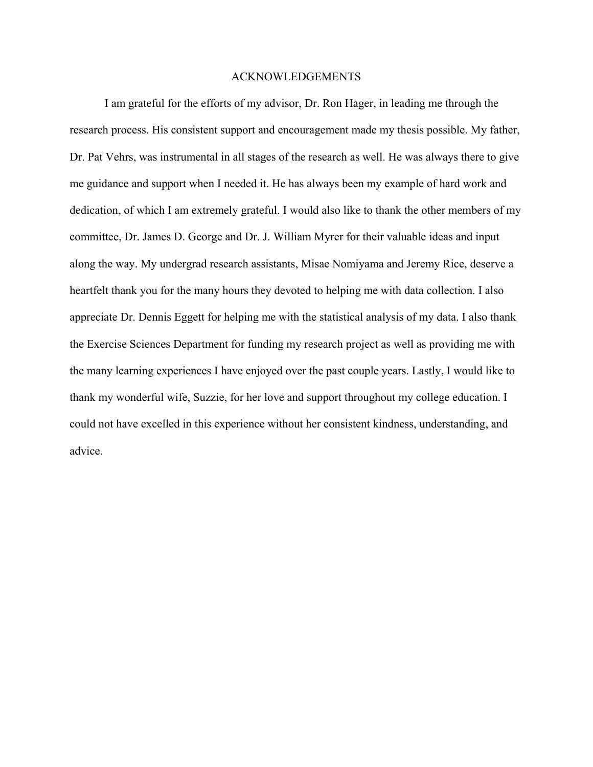# ACKNOWLEDGEMENTS

I am grateful for the efforts of my advisor, Dr. Ron Hager, in leading me through the research process. His consistent support and encouragement made my thesis possible. My father, Dr. Pat Vehrs, was instrumental in all stages of the research as well. He was always there to give me guidance and support when I needed it. He has always been my example of hard work and dedication, of which I am extremely grateful. I would also like to thank the other members of my committee, Dr. James D. George and Dr. J. William Myrer for their valuable ideas and input along the way. My undergrad research assistants, Misae Nomiyama and Jeremy Rice, deserve a heartfelt thank you for the many hours they devoted to helping me with data collection. I also appreciate Dr. Dennis Eggett for helping me with the statistical analysis of my data. I also thank the Exercise Sciences Department for funding my research project as well as providing me with the many learning experiences I have enjoyed over the past couple years. Lastly, I would like to thank my wonderful wife, Suzzie, for her love and support throughout my college education. I could not have excelled in this experience without her consistent kindness, understanding, and advice.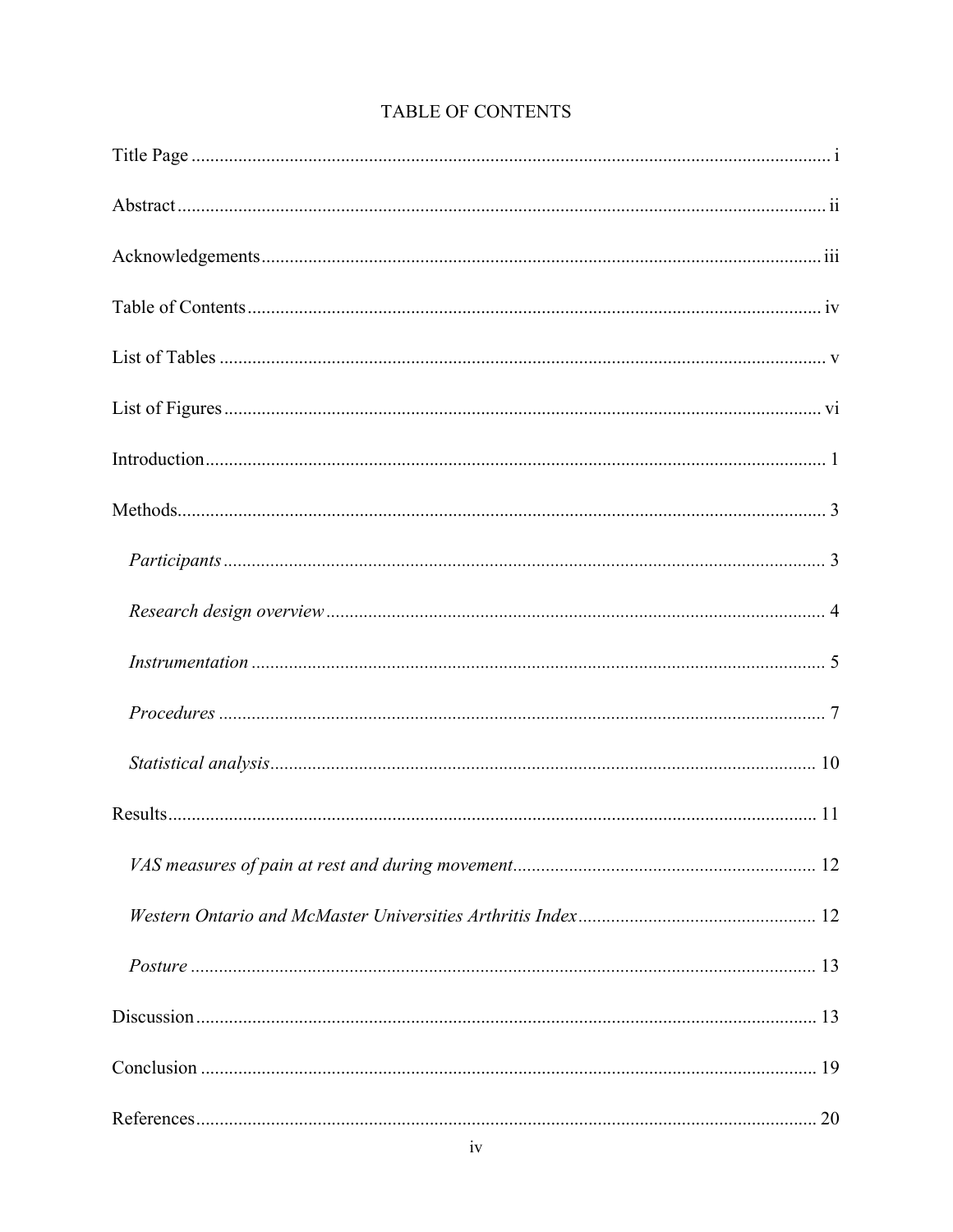# TABLE OF CONTENTS

Title Page ........................................................................................................................ i

Abstract ............................................................................................................................ ii

Acknowledgements .......................................................................................................... iii

Table of Contents .............................................................................................................. iv

List of Tables ..................................................................................................................... v

List of Figures ................................................................................................................... vi

Introduction ....................................................................................................................... 1

Methods ............................................................................................................................. 3

*Participants* ...................................................................................................................... 3

*Research design overview* ................................................................................................ 4

*Instrumentation* ............................................................................................................... 5

*Procedures* ....................................................................................................................... 7

*Statistical analysis* .......................................................................................................... 10

Results .............................................................................................................................. 11

*VAS measures of pain at rest and during movement* ...................................................... 12

*Western Ontario and McMaster Universities Arthritis Index* ......................................... 12

*Posture* ............................................................................................................................ 13

Discussion ........................................................................................................................ 13

Conclusion ....................................................................................................................... 19

References ........................................................................................................................ 20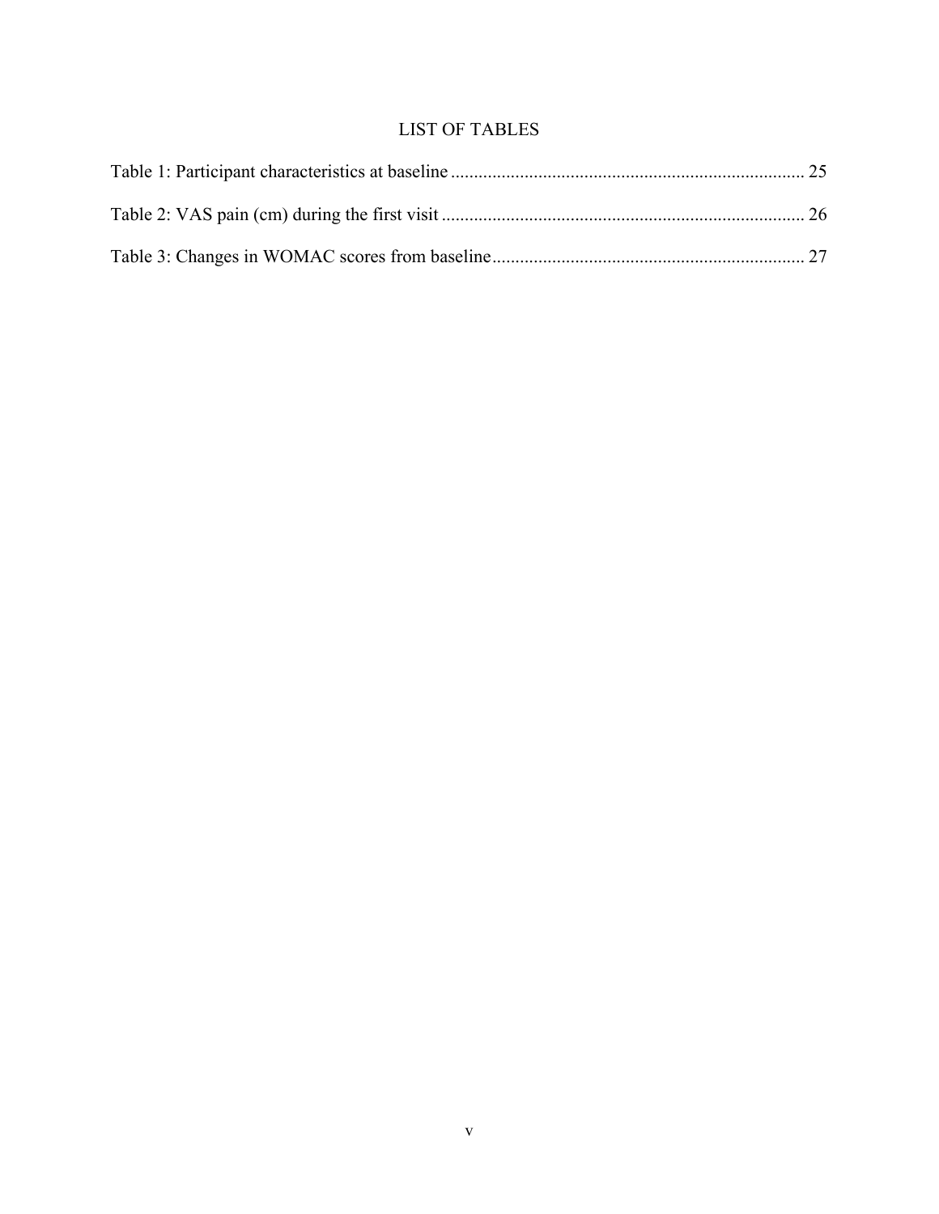# LIST OF TABLES

Table 1: Participant characteristics at baseline ........................................................................... 25

Table 2: VAS pain (cm) during the first visit ............................................................................. 26

Table 3: Changes in WOMAC scores from baseline.................................................................. 27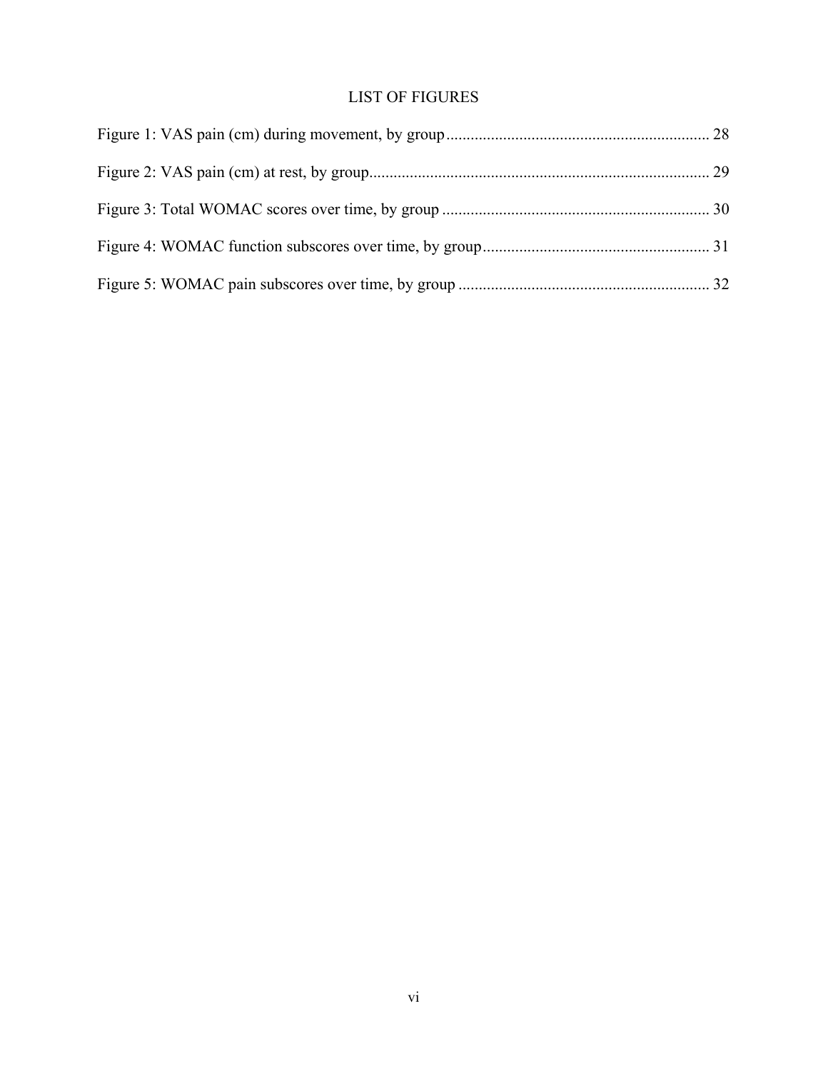# LIST OF FIGURES

Figure 1: VAS pain (cm) during movement, by group ................................................................ 28

Figure 2: VAS pain (cm) at rest, by group.................................................................................... 29

Figure 3: Total WOMAC scores over time, by group .................................................................. 30

Figure 4: WOMAC function subscores over time, by group........................................................ 31

Figure 5: WOMAC pain subscores over time, by group .............................................................. 32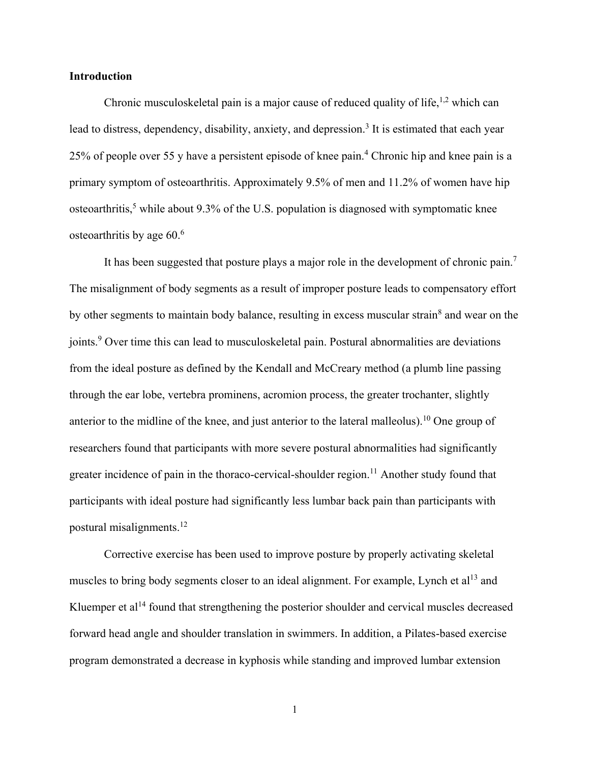## Introduction

Chronic musculoskeletal pain is a major cause of reduced quality of life,[1,2] which can lead to distress, dependency, disability, anxiety, and depression.[3] It is estimated that each year 25% of people over 55 y have a persistent episode of knee pain.[4] Chronic hip and knee pain is a primary symptom of osteoarthritis. Approximately 9.5% of men and 11.2% of women have hip osteoarthritis,[5] while about 9.3% of the U.S. population is diagnosed with symptomatic knee osteoarthritis by age 60.[6]

It has been suggested that posture plays a major role in the development of chronic pain.[7] The misalignment of body segments as a result of improper posture leads to compensatory effort by other segments to maintain body balance, resulting in excess muscular strain[8] and wear on the joints.[9] Over time this can lead to musculoskeletal pain. Postural abnormalities are deviations from the ideal posture as defined by the Kendall and McCreary method (a plumb line passing through the ear lobe, vertebra prominens, acromion process, the greater trochanter, slightly anterior to the midline of the knee, and just anterior to the lateral malleolus).[10] One group of researchers found that participants with more severe postural abnormalities had significantly greater incidence of pain in the thoraco-cervical-shoulder region.[11] Another study found that participants with ideal posture had significantly less lumbar back pain than participants with postural misalignments.[12]

Corrective exercise has been used to improve posture by properly activating skeletal muscles to bring body segments closer to an ideal alignment. For example, Lynch et al[13] and Kluemper et al[14] found that strengthening the posterior shoulder and cervical muscles decreased forward head angle and shoulder translation in swimmers. In addition, a Pilates-based exercise program demonstrated a decrease in kyphosis while standing and improved lumbar extension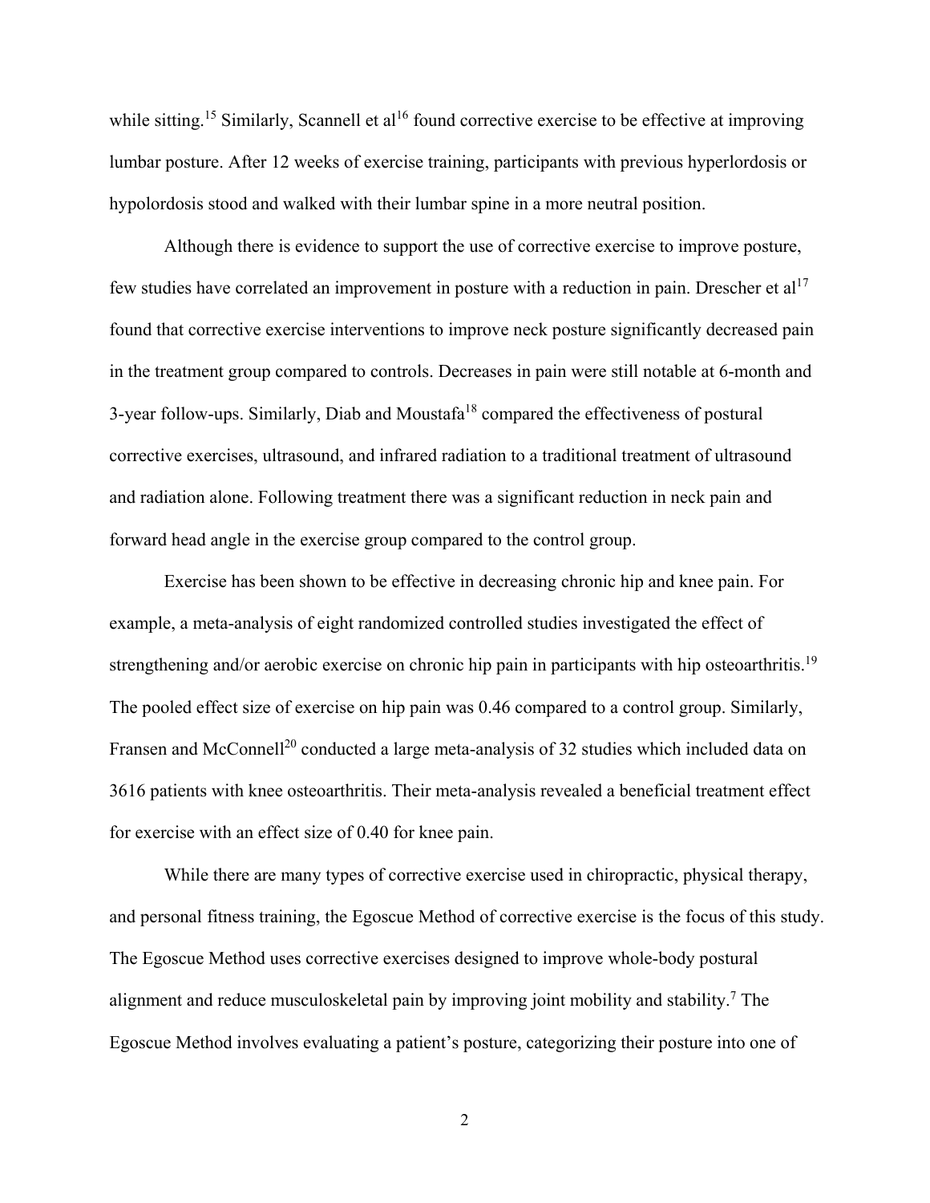while sitting.[15] Similarly, Scannell et al[16] found corrective exercise to be effective at improving lumbar posture. After 12 weeks of exercise training, participants with previous hyperlordosis or hypolordosis stood and walked with their lumbar spine in a more neutral position.

Although there is evidence to support the use of corrective exercise to improve posture, few studies have correlated an improvement in posture with a reduction in pain. Drescher et al[17] found that corrective exercise interventions to improve neck posture significantly decreased pain in the treatment group compared to controls. Decreases in pain were still notable at 6-month and 3-year follow-ups. Similarly, Diab and Moustafa[18] compared the effectiveness of postural corrective exercises, ultrasound, and infrared radiation to a traditional treatment of ultrasound and radiation alone. Following treatment there was a significant reduction in neck pain and forward head angle in the exercise group compared to the control group.

Exercise has been shown to be effective in decreasing chronic hip and knee pain. For example, a meta-analysis of eight randomized controlled studies investigated the effect of strengthening and/or aerobic exercise on chronic hip pain in participants with hip osteoarthritis.[19] The pooled effect size of exercise on hip pain was 0.46 compared to a control group. Similarly, Fransen and McConnell[20] conducted a large meta-analysis of 32 studies which included data on 3616 patients with knee osteoarthritis. Their meta-analysis revealed a beneficial treatment effect for exercise with an effect size of 0.40 for knee pain.

While there are many types of corrective exercise used in chiropractic, physical therapy, and personal fitness training, the Egoscue Method of corrective exercise is the focus of this study. The Egoscue Method uses corrective exercises designed to improve whole-body postural alignment and reduce musculoskeletal pain by improving joint mobility and stability.[7] The Egoscue Method involves evaluating a patient's posture, categorizing their posture into one of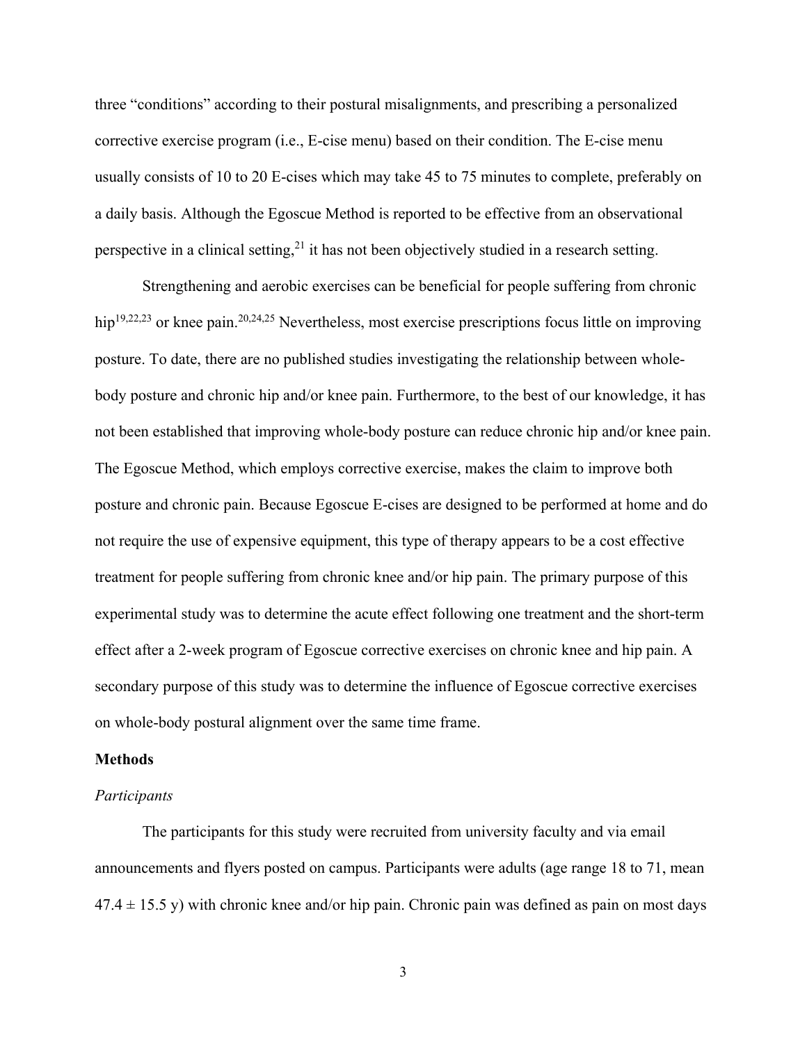three "conditions" according to their postural misalignments, and prescribing a personalized corrective exercise program (i.e., E-cise menu) based on their condition. The E-cise menu usually consists of 10 to 20 E-cises which may take 45 to 75 minutes to complete, preferably on a daily basis. Although the Egoscue Method is reported to be effective from an observational perspective in a clinical setting,[21] it has not been objectively studied in a research setting.

Strengthening and aerobic exercises can be beneficial for people suffering from chronic hip[19,22,23] or knee pain.[20,24,25] Nevertheless, most exercise prescriptions focus little on improving posture. To date, there are no published studies investigating the relationship between whole-body posture and chronic hip and/or knee pain. Furthermore, to the best of our knowledge, it has not been established that improving whole-body posture can reduce chronic hip and/or knee pain. The Egoscue Method, which employs corrective exercise, makes the claim to improve both posture and chronic pain. Because Egoscue E-cises are designed to be performed at home and do not require the use of expensive equipment, this type of therapy appears to be a cost effective treatment for people suffering from chronic knee and/or hip pain. The primary purpose of this experimental study was to determine the acute effect following one treatment and the short-term effect after a 2-week program of Egoscue corrective exercises on chronic knee and hip pain. A secondary purpose of this study was to determine the influence of Egoscue corrective exercises on whole-body postural alignment over the same time frame.

## Methods

### *Participants*

The participants for this study were recruited from university faculty and via email announcements and flyers posted on campus. Participants were adults (age range 18 to 71, mean $47.4 \pm 15.5$ y) with chronic knee and/or hip pain. Chronic pain was defined as pain on most days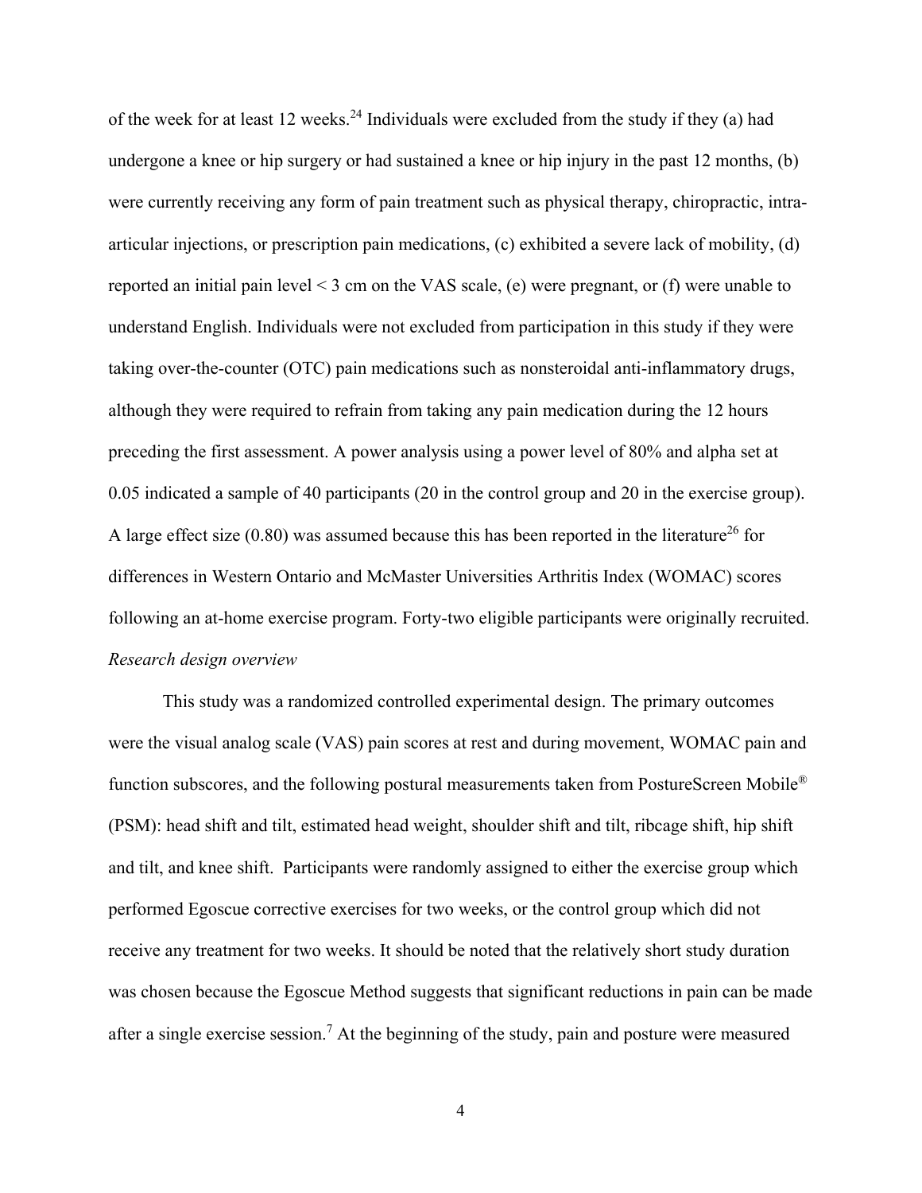of the week for at least 12 weeks.[24] Individuals were excluded from the study if they (a) had undergone a knee or hip surgery or had sustained a knee or hip injury in the past 12 months, (b) were currently receiving any form of pain treatment such as physical therapy, chiropractic, intra-articular injections, or prescription pain medications, (c) exhibited a severe lack of mobility, (d) reported an initial pain level < 3 cm on the VAS scale, (e) were pregnant, or (f) were unable to understand English. Individuals were not excluded from participation in this study if they were taking over-the-counter (OTC) pain medications such as nonsteroidal anti-inflammatory drugs, although they were required to refrain from taking any pain medication during the 12 hours preceding the first assessment. A power analysis using a power level of 80% and alpha set at 0.05 indicated a sample of 40 participants (20 in the control group and 20 in the exercise group). A large effect size (0.80) was assumed because this has been reported in the literature[26] for differences in Western Ontario and McMaster Universities Arthritis Index (WOMAC) scores following an at-home exercise program. Forty-two eligible participants were originally recruited.

*Research design overview*

This study was a randomized controlled experimental design. The primary outcomes were the visual analog scale (VAS) pain scores at rest and during movement, WOMAC pain and function subscores, and the following postural measurements taken from PostureScreen Mobile® (PSM): head shift and tilt, estimated head weight, shoulder shift and tilt, ribcage shift, hip shift and tilt, and knee shift. Participants were randomly assigned to either the exercise group which performed Egoscue corrective exercises for two weeks, or the control group which did not receive any treatment for two weeks. It should be noted that the relatively short study duration was chosen because the Egoscue Method suggests that significant reductions in pain can be made after a single exercise session.[7] At the beginning of the study, pain and posture were measured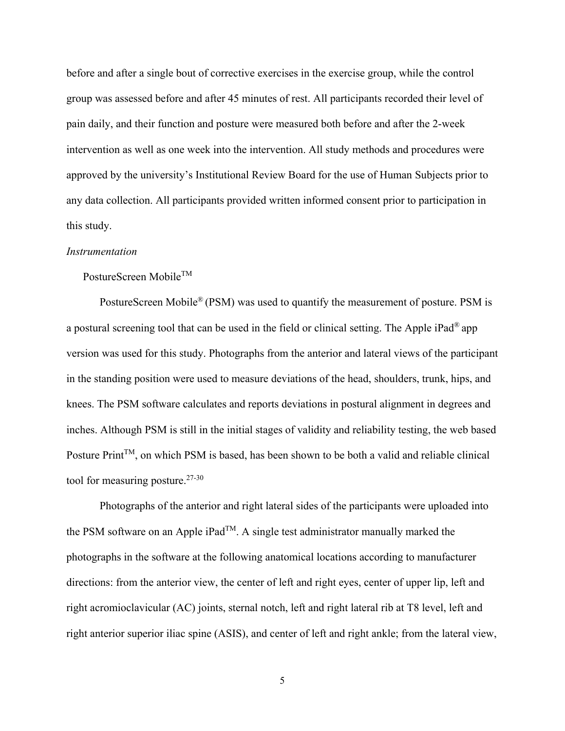before and after a single bout of corrective exercises in the exercise group, while the control group was assessed before and after 45 minutes of rest. All participants recorded their level of pain daily, and their function and posture were measured both before and after the 2-week intervention as well as one week into the intervention. All study methods and procedures were approved by the university's Institutional Review Board for the use of Human Subjects prior to any data collection. All participants provided written informed consent prior to participation in this study.

*Instrumentation*

PostureScreen Mobile™

PostureScreen Mobile® (PSM) was used to quantify the measurement of posture. PSM is a postural screening tool that can be used in the field or clinical setting. The Apple iPad® app version was used for this study. Photographs from the anterior and lateral views of the participant in the standing position were used to measure deviations of the head, shoulders, trunk, hips, and knees. The PSM software calculates and reports deviations in postural alignment in degrees and inches. Although PSM is still in the initial stages of validity and reliability testing, the web based Posture Print™, on which PSM is based, has been shown to be both a valid and reliable clinical tool for measuring posture.[27-30]

Photographs of the anterior and right lateral sides of the participants were uploaded into the PSM software on an Apple iPad™. A single test administrator manually marked the photographs in the software at the following anatomical locations according to manufacturer directions: from the anterior view, the center of left and right eyes, center of upper lip, left and right acromioclavicular (AC) joints, sternal notch, left and right lateral rib at T8 level, left and right anterior superior iliac spine (ASIS), and center of left and right ankle; from the lateral view,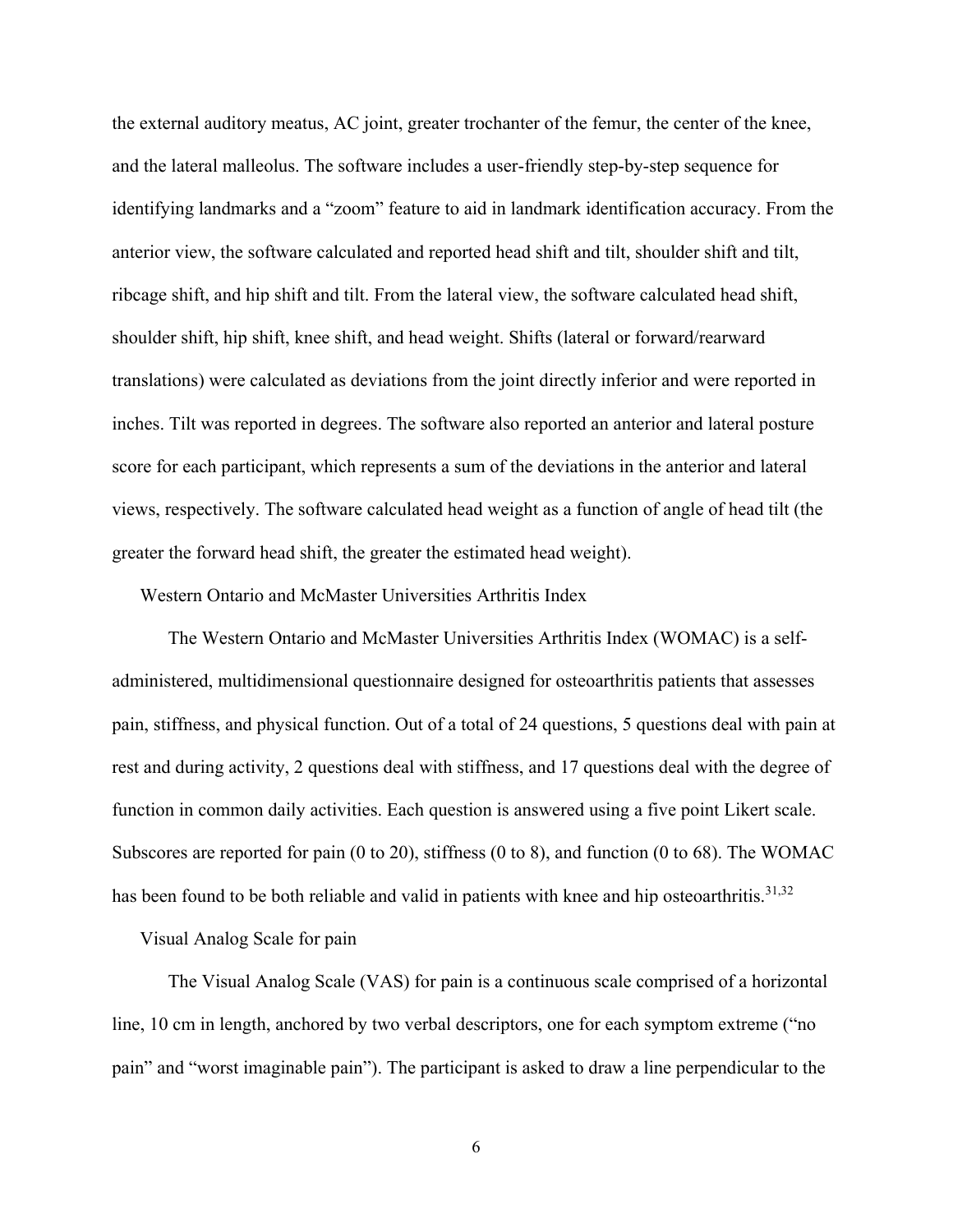the external auditory meatus, AC joint, greater trochanter of the femur, the center of the knee, and the lateral malleolus. The software includes a user-friendly step-by-step sequence for identifying landmarks and a "zoom" feature to aid in landmark identification accuracy. From the anterior view, the software calculated and reported head shift and tilt, shoulder shift and tilt, ribcage shift, and hip shift and tilt. From the lateral view, the software calculated head shift, shoulder shift, hip shift, knee shift, and head weight. Shifts (lateral or forward/rearward translations) were calculated as deviations from the joint directly inferior and were reported in inches. Tilt was reported in degrees. The software also reported an anterior and lateral posture score for each participant, which represents a sum of the deviations in the anterior and lateral views, respectively. The software calculated head weight as a function of angle of head tilt (the greater the forward head shift, the greater the estimated head weight).

### Western Ontario and McMaster Universities Arthritis Index

The Western Ontario and McMaster Universities Arthritis Index (WOMAC) is a self-administered, multidimensional questionnaire designed for osteoarthritis patients that assesses pain, stiffness, and physical function. Out of a total of 24 questions, 5 questions deal with pain at rest and during activity, 2 questions deal with stiffness, and 17 questions deal with the degree of function in common daily activities. Each question is answered using a five point Likert scale. Subscores are reported for pain (0 to 20), stiffness (0 to 8), and function (0 to 68). The WOMAC has been found to be both reliable and valid in patients with knee and hip osteoarthritis.[31,32]

### Visual Analog Scale for pain

The Visual Analog Scale (VAS) for pain is a continuous scale comprised of a horizontal line, 10 cm in length, anchored by two verbal descriptors, one for each symptom extreme ("no pain" and "worst imaginable pain"). The participant is asked to draw a line perpendicular to the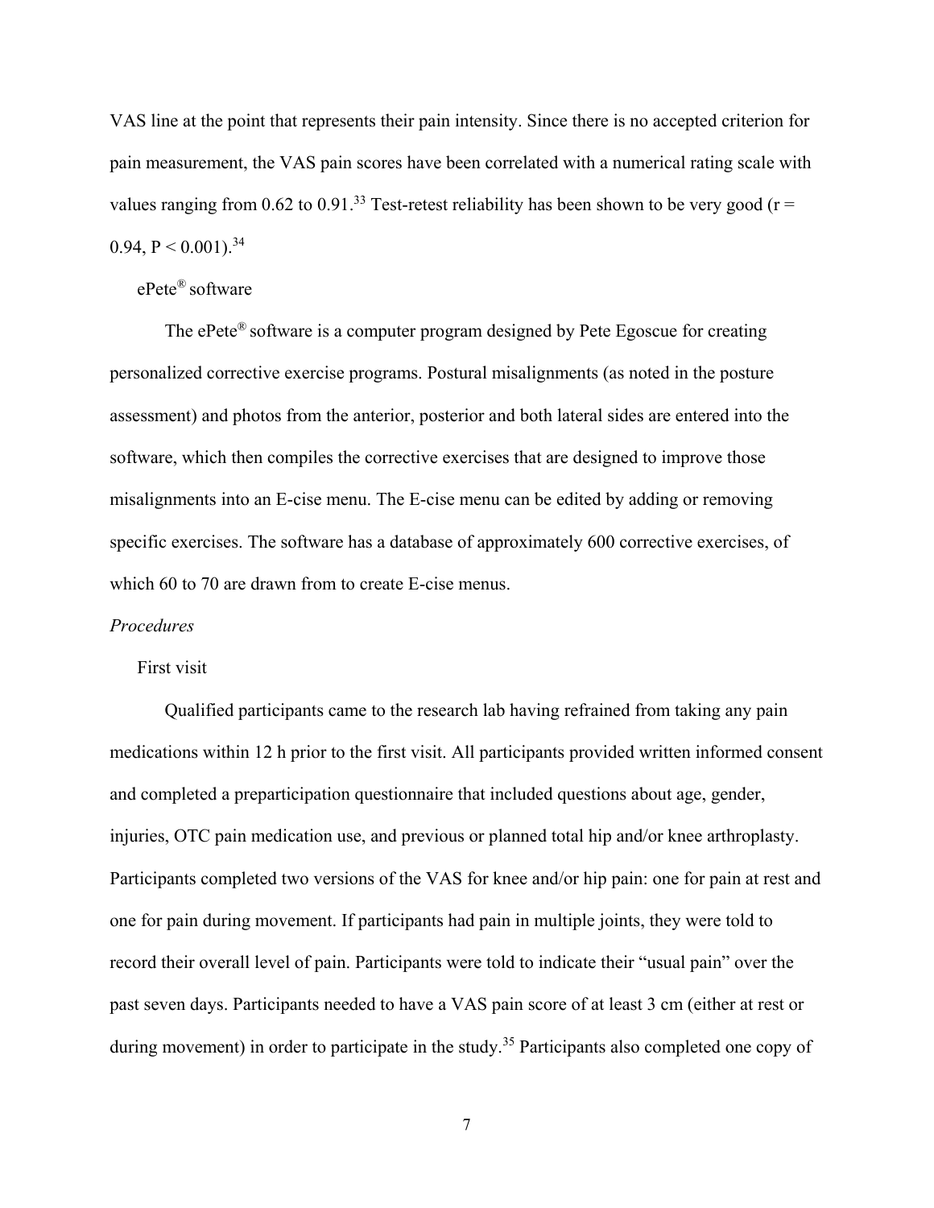VAS line at the point that represents their pain intensity. Since there is no accepted criterion for pain measurement, the VAS pain scores have been correlated with a numerical rating scale with values ranging from 0.62 to 0.91.[33] Test-retest reliability has been shown to be very good ($r = 0.94$, $P < 0.001$).[34]

#### ePete® software

The ePete® software is a computer program designed by Pete Egoscue for creating personalized corrective exercise programs. Postural misalignments (as noted in the posture assessment) and photos from the anterior, posterior and both lateral sides are entered into the software, which then compiles the corrective exercises that are designed to improve those misalignments into an E-cise menu. The E-cise menu can be edited by adding or removing specific exercises. The software has a database of approximately 600 corrective exercises, of which 60 to 70 are drawn from to create E-cise menus.

### *Procedures*

#### First visit

Qualified participants came to the research lab having refrained from taking any pain medications within 12 h prior to the first visit. All participants provided written informed consent and completed a preparticipation questionnaire that included questions about age, gender, injuries, OTC pain medication use, and previous or planned total hip and/or knee arthroplasty. Participants completed two versions of the VAS for knee and/or hip pain: one for pain at rest and one for pain during movement. If participants had pain in multiple joints, they were told to record their overall level of pain. Participants were told to indicate their "usual pain" over the past seven days. Participants needed to have a VAS pain score of at least 3 cm (either at rest or during movement) in order to participate in the study.[35] Participants also completed one copy of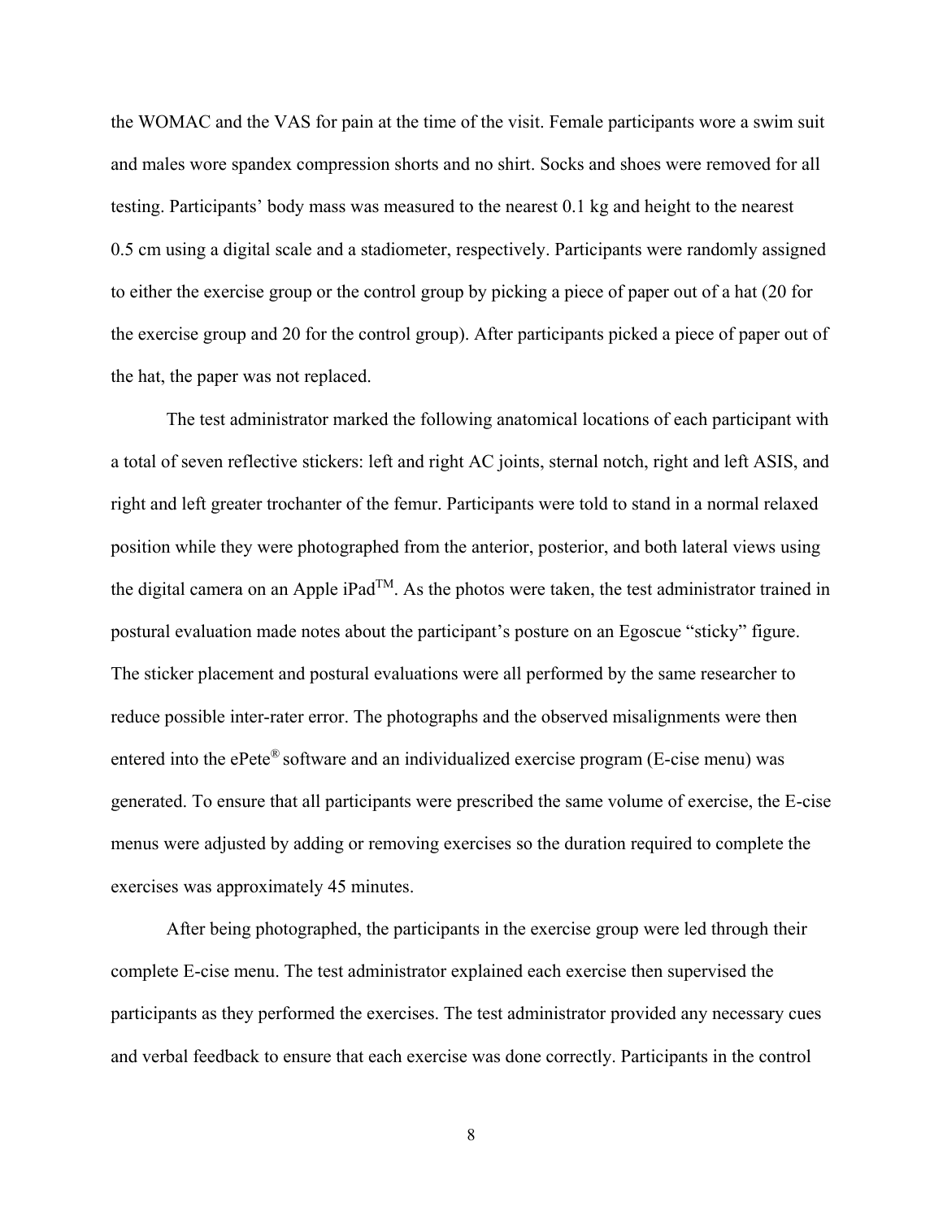the WOMAC and the VAS for pain at the time of the visit. Female participants wore a swim suit and males wore spandex compression shorts and no shirt. Socks and shoes were removed for all testing. Participants' body mass was measured to the nearest 0.1 kg and height to the nearest 0.5 cm using a digital scale and a stadiometer, respectively. Participants were randomly assigned to either the exercise group or the control group by picking a piece of paper out of a hat (20 for the exercise group and 20 for the control group). After participants picked a piece of paper out of the hat, the paper was not replaced.

The test administrator marked the following anatomical locations of each participant with a total of seven reflective stickers: left and right AC joints, sternal notch, right and left ASIS, and right and left greater trochanter of the femur. Participants were told to stand in a normal relaxed position while they were photographed from the anterior, posterior, and both lateral views using the digital camera on an Apple iPad™. As the photos were taken, the test administrator trained in postural evaluation made notes about the participant's posture on an Egoscue "sticky" figure. The sticker placement and postural evaluations were all performed by the same researcher to reduce possible inter-rater error. The photographs and the observed misalignments were then entered into the ePete® software and an individualized exercise program (E-cise menu) was generated. To ensure that all participants were prescribed the same volume of exercise, the E-cise menus were adjusted by adding or removing exercises so the duration required to complete the exercises was approximately 45 minutes.

After being photographed, the participants in the exercise group were led through their complete E-cise menu. The test administrator explained each exercise then supervised the participants as they performed the exercises. The test administrator provided any necessary cues and verbal feedback to ensure that each exercise was done correctly. Participants in the control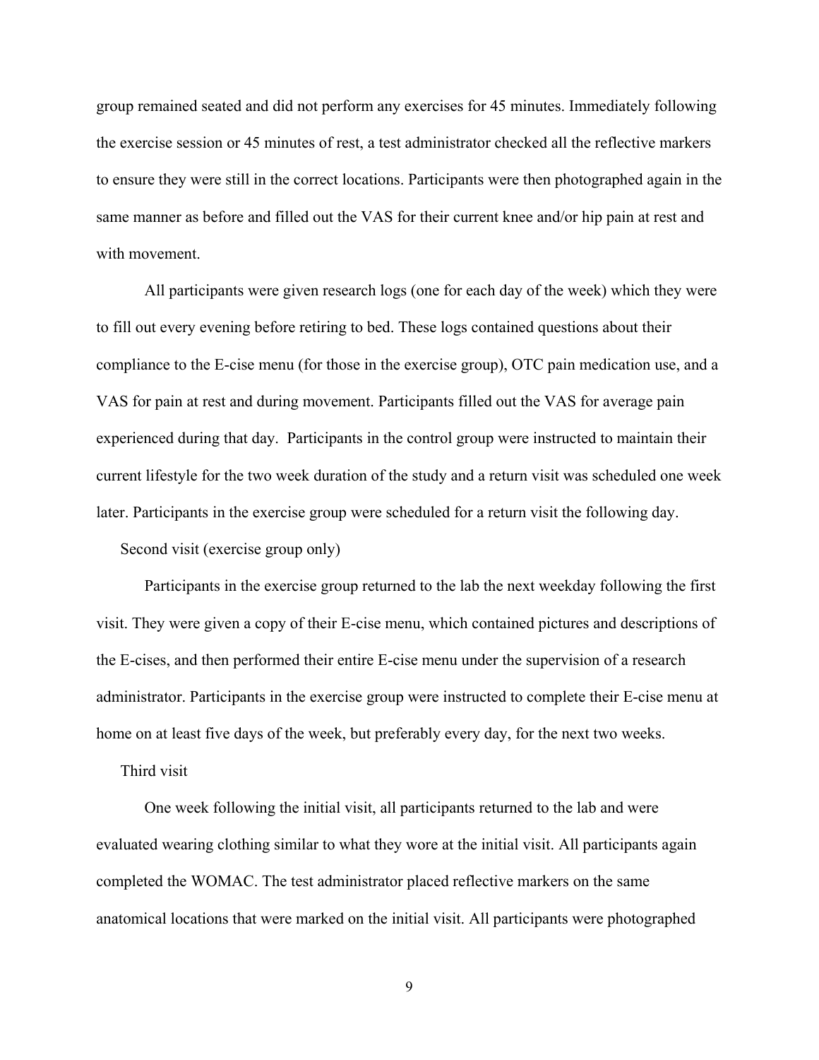group remained seated and did not perform any exercises for 45 minutes. Immediately following the exercise session or 45 minutes of rest, a test administrator checked all the reflective markers to ensure they were still in the correct locations. Participants were then photographed again in the same manner as before and filled out the VAS for their current knee and/or hip pain at rest and with movement.

All participants were given research logs (one for each day of the week) which they were to fill out every evening before retiring to bed. These logs contained questions about their compliance to the E-cise menu (for those in the exercise group), OTC pain medication use, and a VAS for pain at rest and during movement. Participants filled out the VAS for average pain experienced during that day. Participants in the control group were instructed to maintain their current lifestyle for the two week duration of the study and a return visit was scheduled one week later. Participants in the exercise group were scheduled for a return visit the following day.

### Second visit (exercise group only)

Participants in the exercise group returned to the lab the next weekday following the first visit. They were given a copy of their E-cise menu, which contained pictures and descriptions of the E-cises, and then performed their entire E-cise menu under the supervision of a research administrator. Participants in the exercise group were instructed to complete their E-cise menu at home on at least five days of the week, but preferably every day, for the next two weeks.

### Third visit

One week following the initial visit, all participants returned to the lab and were evaluated wearing clothing similar to what they wore at the initial visit. All participants again completed the WOMAC. The test administrator placed reflective markers on the same anatomical locations that were marked on the initial visit. All participants were photographed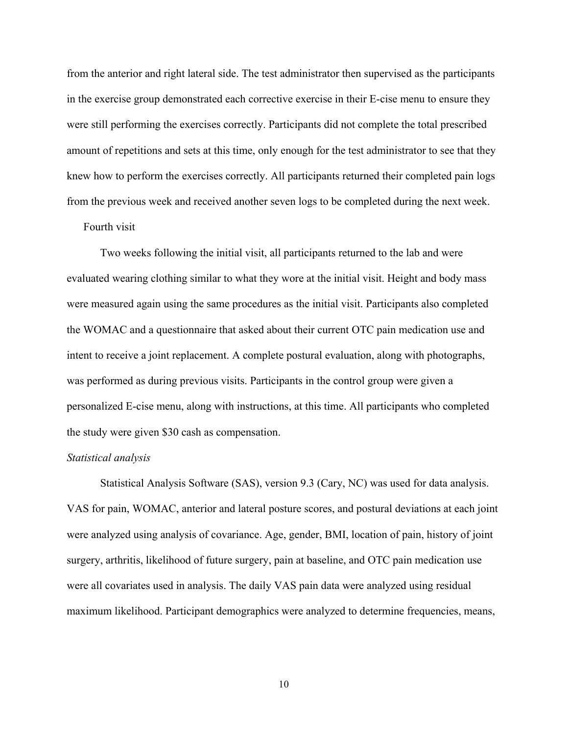from the anterior and right lateral side. The test administrator then supervised as the participants in the exercise group demonstrated each corrective exercise in their E-cise menu to ensure they were still performing the exercises correctly. Participants did not complete the total prescribed amount of repetitions and sets at this time, only enough for the test administrator to see that they knew how to perform the exercises correctly. All participants returned their completed pain logs from the previous week and received another seven logs to be completed during the next week.

Fourth visit

Two weeks following the initial visit, all participants returned to the lab and were evaluated wearing clothing similar to what they wore at the initial visit. Height and body mass were measured again using the same procedures as the initial visit. Participants also completed the WOMAC and a questionnaire that asked about their current OTC pain medication use and intent to receive a joint replacement. A complete postural evaluation, along with photographs, was performed as during previous visits. Participants in the control group were given a personalized E-cise menu, along with instructions, at this time. All participants who completed the study were given $30 cash as compensation.

*Statistical analysis*

Statistical Analysis Software (SAS), version 9.3 (Cary, NC) was used for data analysis. VAS for pain, WOMAC, anterior and lateral posture scores, and postural deviations at each joint were analyzed using analysis of covariance. Age, gender, BMI, location of pain, history of joint surgery, arthritis, likelihood of future surgery, pain at baseline, and OTC pain medication use were all covariates used in analysis. The daily VAS pain data were analyzed using residual maximum likelihood. Participant demographics were analyzed to determine frequencies, means,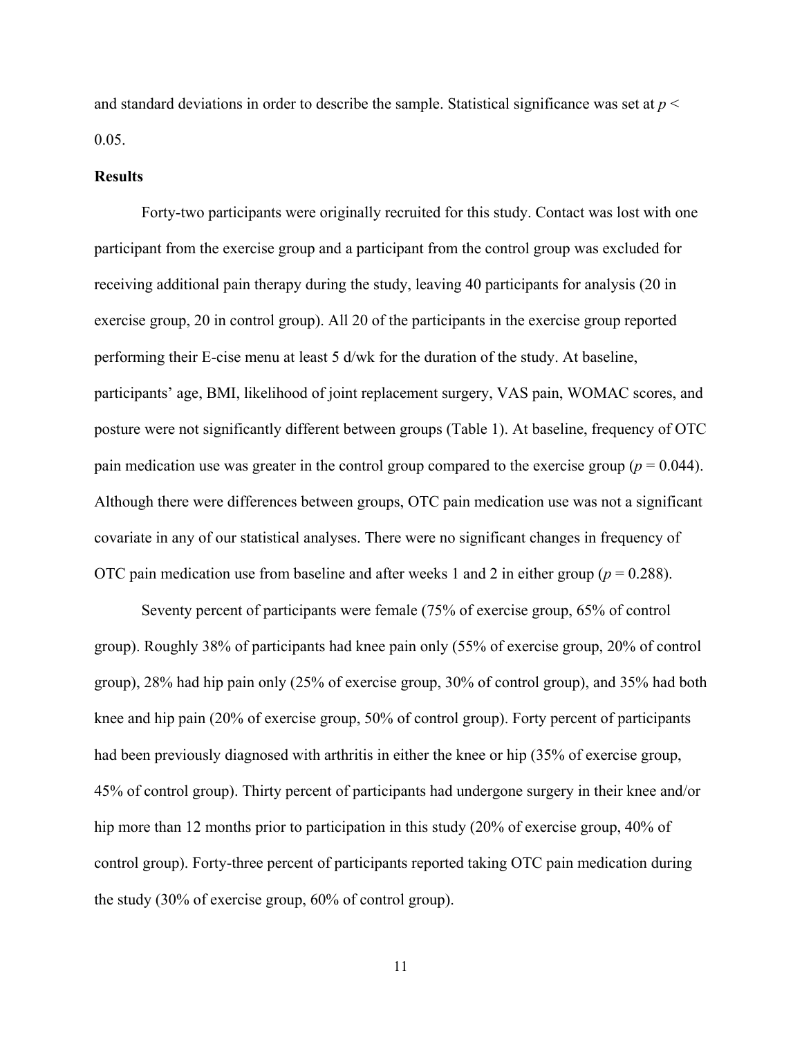and standard deviations in order to describe the sample. Statistical significance was set at $p < 0.05$.

**Results**

Forty-two participants were originally recruited for this study. Contact was lost with one participant from the exercise group and a participant from the control group was excluded for receiving additional pain therapy during the study, leaving 40 participants for analysis (20 in exercise group, 20 in control group). All 20 of the participants in the exercise group reported performing their E-cise menu at least 5 d/wk for the duration of the study. At baseline, participants' age, BMI, likelihood of joint replacement surgery, VAS pain, WOMAC scores, and posture were not significantly different between groups (Table 1). At baseline, frequency of OTC pain medication use was greater in the control group compared to the exercise group ($p = 0.044$). Although there were differences between groups, OTC pain medication use was not a significant covariate in any of our statistical analyses. There were no significant changes in frequency of OTC pain medication use from baseline and after weeks 1 and 2 in either group ($p = 0.288$).

Seventy percent of participants were female (75% of exercise group, 65% of control group). Roughly 38% of participants had knee pain only (55% of exercise group, 20% of control group), 28% had hip pain only (25% of exercise group, 30% of control group), and 35% had both knee and hip pain (20% of exercise group, 50% of control group). Forty percent of participants had been previously diagnosed with arthritis in either the knee or hip (35% of exercise group, 45% of control group). Thirty percent of participants had undergone surgery in their knee and/or hip more than 12 months prior to participation in this study (20% of exercise group, 40% of control group). Forty-three percent of participants reported taking OTC pain medication during the study (30% of exercise group, 60% of control group).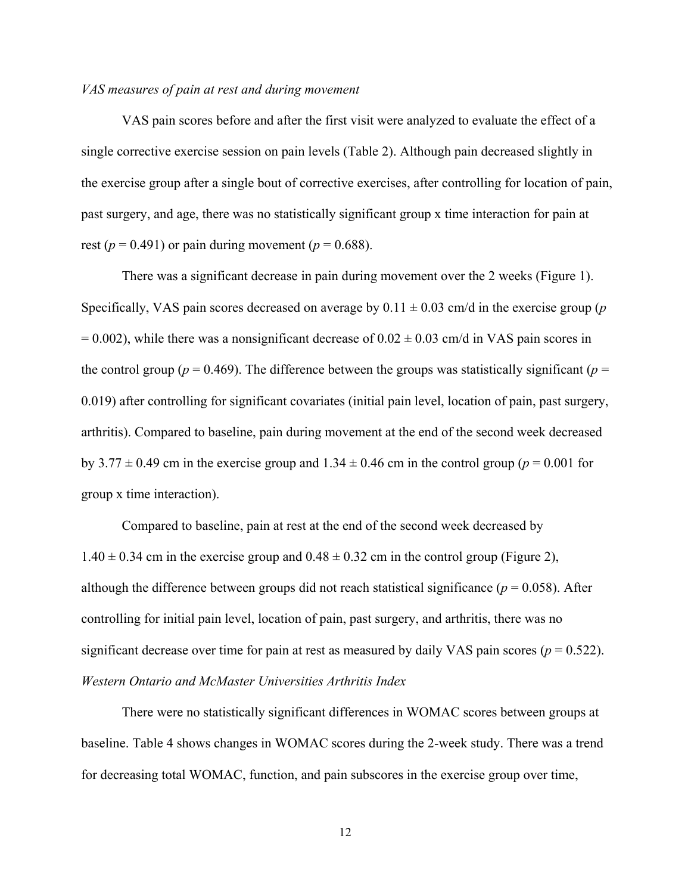*VAS measures of pain at rest and during movement*

VAS pain scores before and after the first visit were analyzed to evaluate the effect of a single corrective exercise session on pain levels (Table 2). Although pain decreased slightly in the exercise group after a single bout of corrective exercises, after controlling for location of pain, past surgery, and age, there was no statistically significant group x time interaction for pain at rest ($p = 0.491$) or pain during movement ($p = 0.688$).

There was a significant decrease in pain during movement over the 2 weeks (Figure 1). Specifically, VAS pain scores decreased on average by $0.11 \pm 0.03$ cm/d in the exercise group ($p = 0.002$), while there was a nonsignificant decrease of $0.02 \pm 0.03$ cm/d in VAS pain scores in the control group ($p = 0.469$). The difference between the groups was statistically significant ($p = 0.019$) after controlling for significant covariates (initial pain level, location of pain, past surgery, arthritis). Compared to baseline, pain during movement at the end of the second week decreased by $3.77 \pm 0.49$ cm in the exercise group and $1.34 \pm 0.46$ cm in the control group ($p = 0.001$ for group x time interaction).

Compared to baseline, pain at rest at the end of the second week decreased by $1.40 \pm 0.34$ cm in the exercise group and $0.48 \pm 0.32$ cm in the control group (Figure 2), although the difference between groups did not reach statistical significance ($p = 0.058$). After controlling for initial pain level, location of pain, past surgery, and arthritis, there was no significant decrease over time for pain at rest as measured by daily VAS pain scores ($p = 0.522$).

*Western Ontario and McMaster Universities Arthritis Index*

There were no statistically significant differences in WOMAC scores between groups at baseline. Table 4 shows changes in WOMAC scores during the 2-week study. There was a trend for decreasing total WOMAC, function, and pain subscores in the exercise group over time,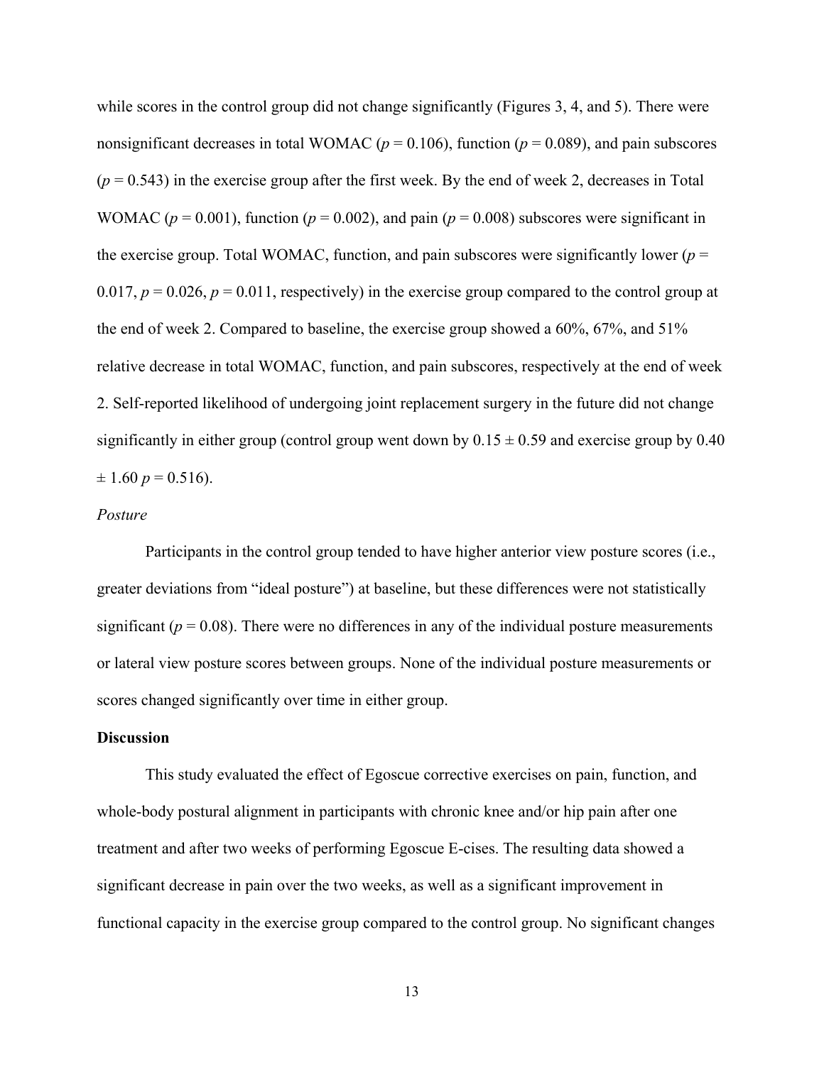while scores in the control group did not change significantly (Figures 3, 4, and 5). There were nonsignificant decreases in total WOMAC ($p = 0.106$), function ($p = 0.089$), and pain subscores ($p = 0.543$) in the exercise group after the first week. By the end of week 2, decreases in Total WOMAC ($p = 0.001$), function ($p = 0.002$), and pain ($p = 0.008$) subscores were significant in the exercise group. Total WOMAC, function, and pain subscores were significantly lower ($p = 0.017$, $p = 0.026$, $p = 0.011$, respectively) in the exercise group compared to the control group at the end of week 2. Compared to baseline, the exercise group showed a 60%, 67%, and 51% relative decrease in total WOMAC, function, and pain subscores, respectively at the end of week 2. Self-reported likelihood of undergoing joint replacement surgery in the future did not change significantly in either group (control group went down by $0.15 \pm 0.59$ and exercise group by $0.40 \pm 1.60$ $p = 0.516$).

*Posture*

Participants in the control group tended to have higher anterior view posture scores (i.e., greater deviations from "ideal posture") at baseline, but these differences were not statistically significant ($p = 0.08$). There were no differences in any of the individual posture measurements or lateral view posture scores between groups. None of the individual posture measurements or scores changed significantly over time in either group.

**Discussion**

This study evaluated the effect of Egoscue corrective exercises on pain, function, and whole-body postural alignment in participants with chronic knee and/or hip pain after one treatment and after two weeks of performing Egoscue E-cises. The resulting data showed a significant decrease in pain over the two weeks, as well as a significant improvement in functional capacity in the exercise group compared to the control group. No significant changes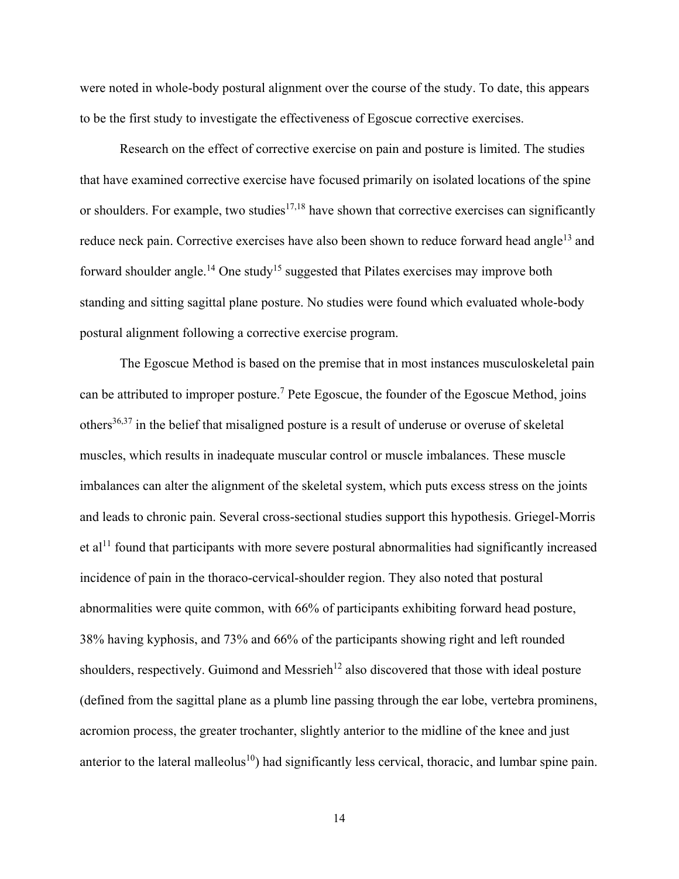were noted in whole-body postural alignment over the course of the study. To date, this appears to be the first study to investigate the effectiveness of Egoscue corrective exercises.

Research on the effect of corrective exercise on pain and posture is limited. The studies that have examined corrective exercise have focused primarily on isolated locations of the spine or shoulders. For example, two studies[17,18] have shown that corrective exercises can significantly reduce neck pain. Corrective exercises have also been shown to reduce forward head angle[13] and forward shoulder angle.[14] One study[15] suggested that Pilates exercises may improve both standing and sitting sagittal plane posture. No studies were found which evaluated whole-body postural alignment following a corrective exercise program.

The Egoscue Method is based on the premise that in most instances musculoskeletal pain can be attributed to improper posture.[7] Pete Egoscue, the founder of the Egoscue Method, joins others[36,37] in the belief that misaligned posture is a result of underuse or overuse of skeletal muscles, which results in inadequate muscular control or muscle imbalances. These muscle imbalances can alter the alignment of the skeletal system, which puts excess stress on the joints and leads to chronic pain. Several cross-sectional studies support this hypothesis. Griegel-Morris et al[11] found that participants with more severe postural abnormalities had significantly increased incidence of pain in the thoraco-cervical-shoulder region. They also noted that postural abnormalities were quite common, with 66% of participants exhibiting forward head posture, 38% having kyphosis, and 73% and 66% of the participants showing right and left rounded shoulders, respectively. Guimond and Messrieh[12] also discovered that those with ideal posture (defined from the sagittal plane as a plumb line passing through the ear lobe, vertebra prominens, acromion process, the greater trochanter, slightly anterior to the midline of the knee and just anterior to the lateral malleolus[10]) had significantly less cervical, thoracic, and lumbar spine pain.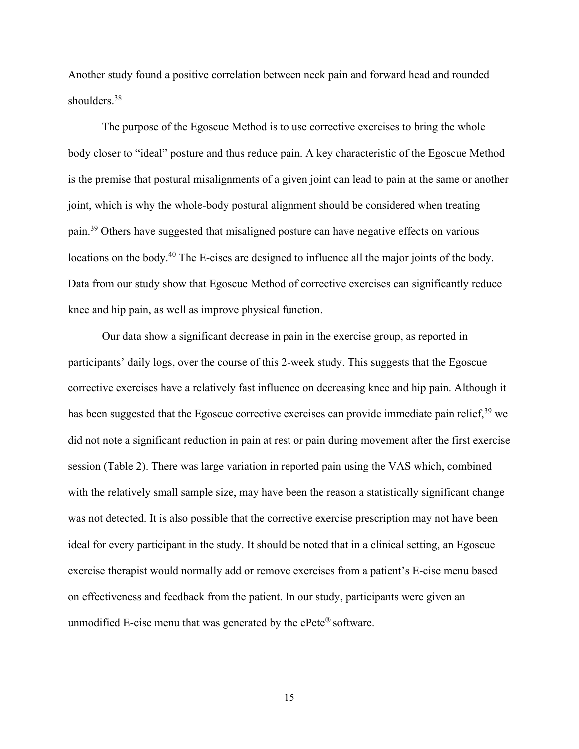Another study found a positive correlation between neck pain and forward head and rounded shoulders.[38]

The purpose of the Egoscue Method is to use corrective exercises to bring the whole body closer to “ideal” posture and thus reduce pain. A key characteristic of the Egoscue Method is the premise that postural misalignments of a given joint can lead to pain at the same or another joint, which is why the whole-body postural alignment should be considered when treating pain.[39] Others have suggested that misaligned posture can have negative effects on various locations on the body.[40] The E-cises are designed to influence all the major joints of the body. Data from our study show that Egoscue Method of corrective exercises can significantly reduce knee and hip pain, as well as improve physical function.

Our data show a significant decrease in pain in the exercise group, as reported in participants’ daily logs, over the course of this 2-week study. This suggests that the Egoscue corrective exercises have a relatively fast influence on decreasing knee and hip pain. Although it has been suggested that the Egoscue corrective exercises can provide immediate pain relief,[39] we did not note a significant reduction in pain at rest or pain during movement after the first exercise session (Table 2). There was large variation in reported pain using the VAS which, combined with the relatively small sample size, may have been the reason a statistically significant change was not detected. It is also possible that the corrective exercise prescription may not have been ideal for every participant in the study. It should be noted that in a clinical setting, an Egoscue exercise therapist would normally add or remove exercises from a patient’s E-cise menu based on effectiveness and feedback from the patient. In our study, participants were given an unmodified E-cise menu that was generated by the ePete® software.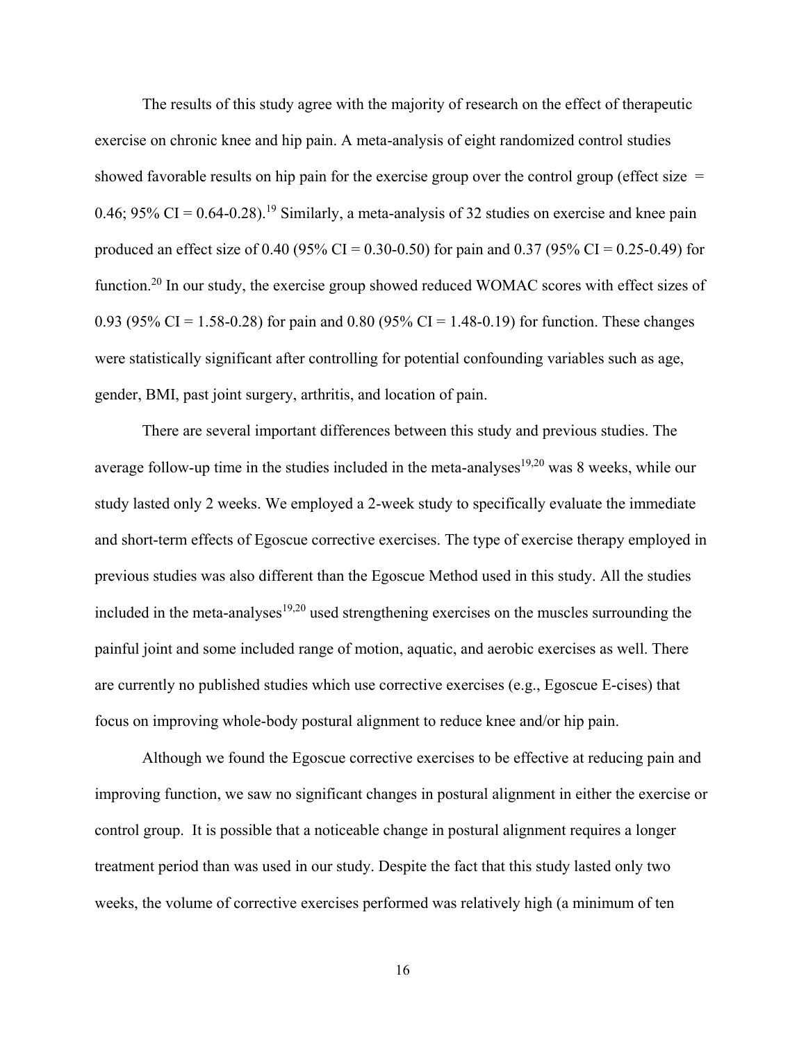The results of this study agree with the majority of research on the effect of therapeutic exercise on chronic knee and hip pain. A meta-analysis of eight randomized control studies showed favorable results on hip pain for the exercise group over the control group (effect size = 0.46; 95% CI = 0.64-0.28).[19] Similarly, a meta-analysis of 32 studies on exercise and knee pain produced an effect size of 0.40 (95% CI = 0.30-0.50) for pain and 0.37 (95% CI = 0.25-0.49) for function.[20] In our study, the exercise group showed reduced WOMAC scores with effect sizes of 0.93 (95% CI = 1.58-0.28) for pain and 0.80 (95% CI = 1.48-0.19) for function. These changes were statistically significant after controlling for potential confounding variables such as age, gender, BMI, past joint surgery, arthritis, and location of pain.

There are several important differences between this study and previous studies. The average follow-up time in the studies included in the meta-analyses[19,20] was 8 weeks, while our study lasted only 2 weeks. We employed a 2-week study to specifically evaluate the immediate and short-term effects of Egoscue corrective exercises. The type of exercise therapy employed in previous studies was also different than the Egoscue Method used in this study. All the studies included in the meta-analyses[19,20] used strengthening exercises on the muscles surrounding the painful joint and some included range of motion, aquatic, and aerobic exercises as well. There are currently no published studies which use corrective exercises (e.g., Egoscue E-cises) that focus on improving whole-body postural alignment to reduce knee and/or hip pain.

Although we found the Egoscue corrective exercises to be effective at reducing pain and improving function, we saw no significant changes in postural alignment in either the exercise or control group. It is possible that a noticeable change in postural alignment requires a longer treatment period than was used in our study. Despite the fact that this study lasted only two weeks, the volume of corrective exercises performed was relatively high (a minimum of ten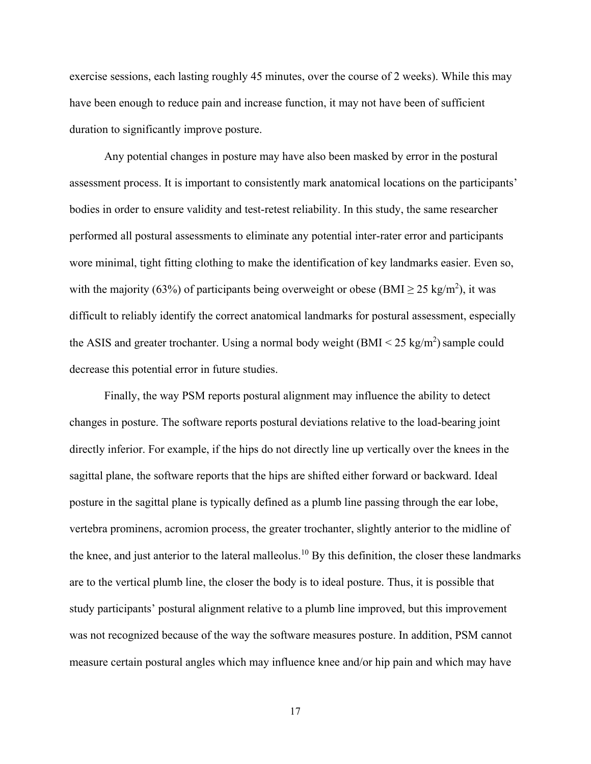exercise sessions, each lasting roughly 45 minutes, over the course of 2 weeks). While this may have been enough to reduce pain and increase function, it may not have been of sufficient duration to significantly improve posture.

Any potential changes in posture may have also been masked by error in the postural assessment process. It is important to consistently mark anatomical locations on the participants' bodies in order to ensure validity and test-retest reliability. In this study, the same researcher performed all postural assessments to eliminate any potential inter-rater error and participants wore minimal, tight fitting clothing to make the identification of key landmarks easier. Even so, with the majority (63%) of participants being overweight or obese (BMI $\geq 25$ kg/m$^2$), it was difficult to reliably identify the correct anatomical landmarks for postural assessment, especially the ASIS and greater trochanter. Using a normal body weight (BMI $< 25$ kg/m$^2$) sample could decrease this potential error in future studies.

Finally, the way PSM reports postural alignment may influence the ability to detect changes in posture. The software reports postural deviations relative to the load-bearing joint directly inferior. For example, if the hips do not directly line up vertically over the knees in the sagittal plane, the software reports that the hips are shifted either forward or backward. Ideal posture in the sagittal plane is typically defined as a plumb line passing through the ear lobe, vertebra prominens, acromion process, the greater trochanter, slightly anterior to the midline of the knee, and just anterior to the lateral malleolus.[10] By this definition, the closer these landmarks are to the vertical plumb line, the closer the body is to ideal posture. Thus, it is possible that study participants' postural alignment relative to a plumb line improved, but this improvement was not recognized because of the way the software measures posture. In addition, PSM cannot measure certain postural angles which may influence knee and/or hip pain and which may have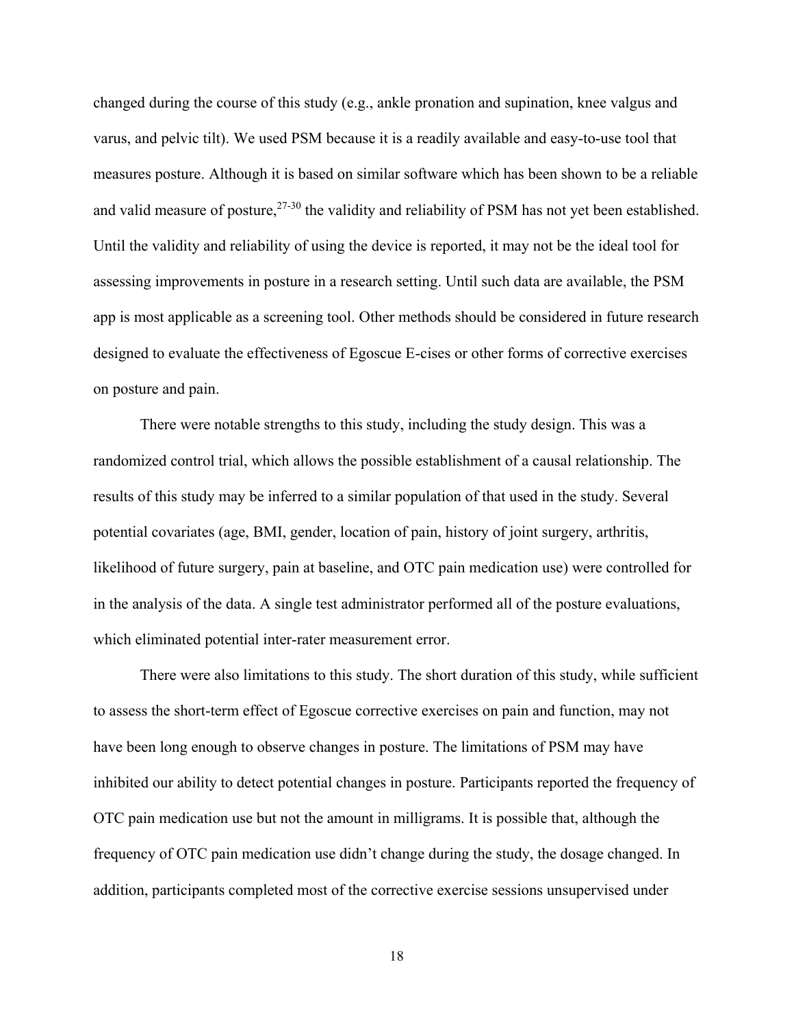changed during the course of this study (e.g., ankle pronation and supination, knee valgus and varus, and pelvic tilt). We used PSM because it is a readily available and easy-to-use tool that measures posture. Although it is based on similar software which has been shown to be a reliable and valid measure of posture,[27-30] the validity and reliability of PSM has not yet been established. Until the validity and reliability of using the device is reported, it may not be the ideal tool for assessing improvements in posture in a research setting. Until such data are available, the PSM app is most applicable as a screening tool. Other methods should be considered in future research designed to evaluate the effectiveness of Egoscue E-cises or other forms of corrective exercises on posture and pain.

There were notable strengths to this study, including the study design. This was a randomized control trial, which allows the possible establishment of a causal relationship. The results of this study may be inferred to a similar population of that used in the study. Several potential covariates (age, BMI, gender, location of pain, history of joint surgery, arthritis, likelihood of future surgery, pain at baseline, and OTC pain medication use) were controlled for in the analysis of the data. A single test administrator performed all of the posture evaluations, which eliminated potential inter-rater measurement error.

There were also limitations to this study. The short duration of this study, while sufficient to assess the short-term effect of Egoscue corrective exercises on pain and function, may not have been long enough to observe changes in posture. The limitations of PSM may have inhibited our ability to detect potential changes in posture. Participants reported the frequency of OTC pain medication use but not the amount in milligrams. It is possible that, although the frequency of OTC pain medication use didn't change during the study, the dosage changed. In addition, participants completed most of the corrective exercise sessions unsupervised under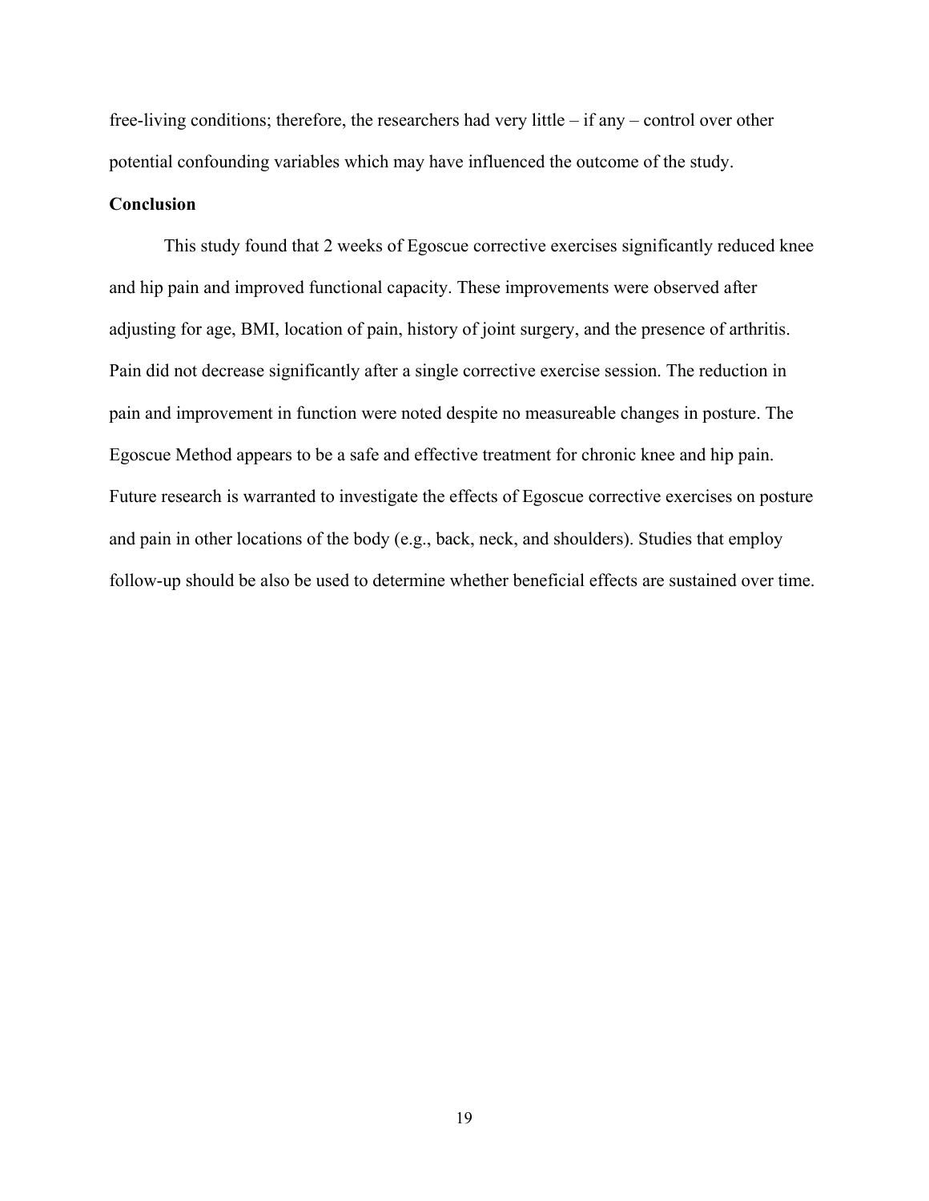free-living conditions; therefore, the researchers had very little – if any – control over other potential confounding variables which may have influenced the outcome of the study.

## Conclusion

This study found that 2 weeks of Egoscue corrective exercises significantly reduced knee and hip pain and improved functional capacity. These improvements were observed after adjusting for age, BMI, location of pain, history of joint surgery, and the presence of arthritis. Pain did not decrease significantly after a single corrective exercise session. The reduction in pain and improvement in function were noted despite no measureable changes in posture. The Egoscue Method appears to be a safe and effective treatment for chronic knee and hip pain. Future research is warranted to investigate the effects of Egoscue corrective exercises on posture and pain in other locations of the body (e.g., back, neck, and shoulders). Studies that employ follow-up should be also be used to determine whether beneficial effects are sustained over time.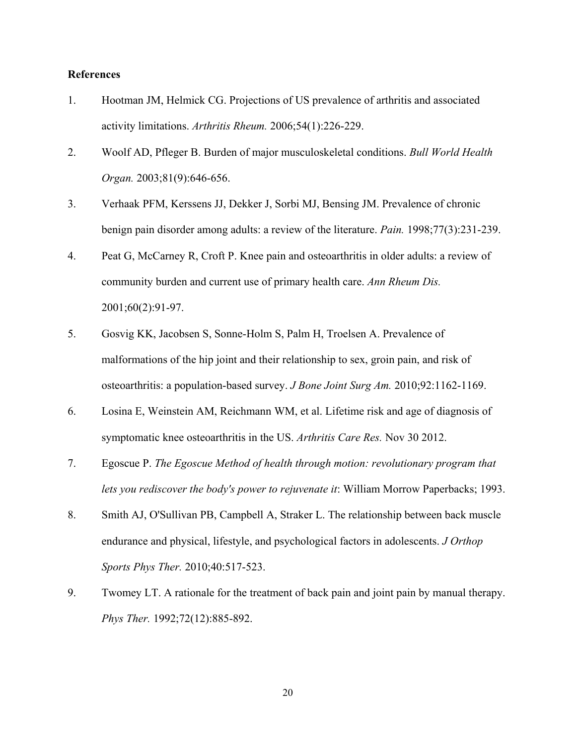**References**

1. Hootman JM, Helmick CG. Projections of US prevalence of arthritis and associated activity limitations. *Arthritis Rheum.* 2006;54(1):226-229.
2. Woolf AD, Pfleger B. Burden of major musculoskeletal conditions. *Bull World Health Organ.* 2003;81(9):646-656.
3. Verhaak PFM, Kerssens JJ, Dekker J, Sorbi MJ, Bensing JM. Prevalence of chronic benign pain disorder among adults: a review of the literature. *Pain.* 1998;77(3):231-239.
4. Peat G, McCarney R, Croft P. Knee pain and osteoarthritis in older adults: a review of community burden and current use of primary health care. *Ann Rheum Dis.* 2001;60(2):91-97.
5. Gosvig KK, Jacobsen S, Sonne-Holm S, Palm H, Troelsen A. Prevalence of malformations of the hip joint and their relationship to sex, groin pain, and risk of osteoarthritis: a population-based survey. *J Bone Joint Surg Am.* 2010;92:1162-1169.
6. Losina E, Weinstein AM, Reichmann WM, et al. Lifetime risk and age of diagnosis of symptomatic knee osteoarthritis in the US. *Arthritis Care Res.* Nov 30 2012.
7. Egoscue P. *The Egoscue Method of health through motion: revolutionary program that lets you rediscover the body's power to rejuvenate it*: William Morrow Paperbacks; 1993.
8. Smith AJ, O'Sullivan PB, Campbell A, Straker L. The relationship between back muscle endurance and physical, lifestyle, and psychological factors in adolescents. *J Orthop Sports Phys Ther.* 2010;40:517-523.
9. Twomey LT. A rationale for the treatment of back pain and joint pain by manual therapy. *Phys Ther.* 1992;72(12):885-892.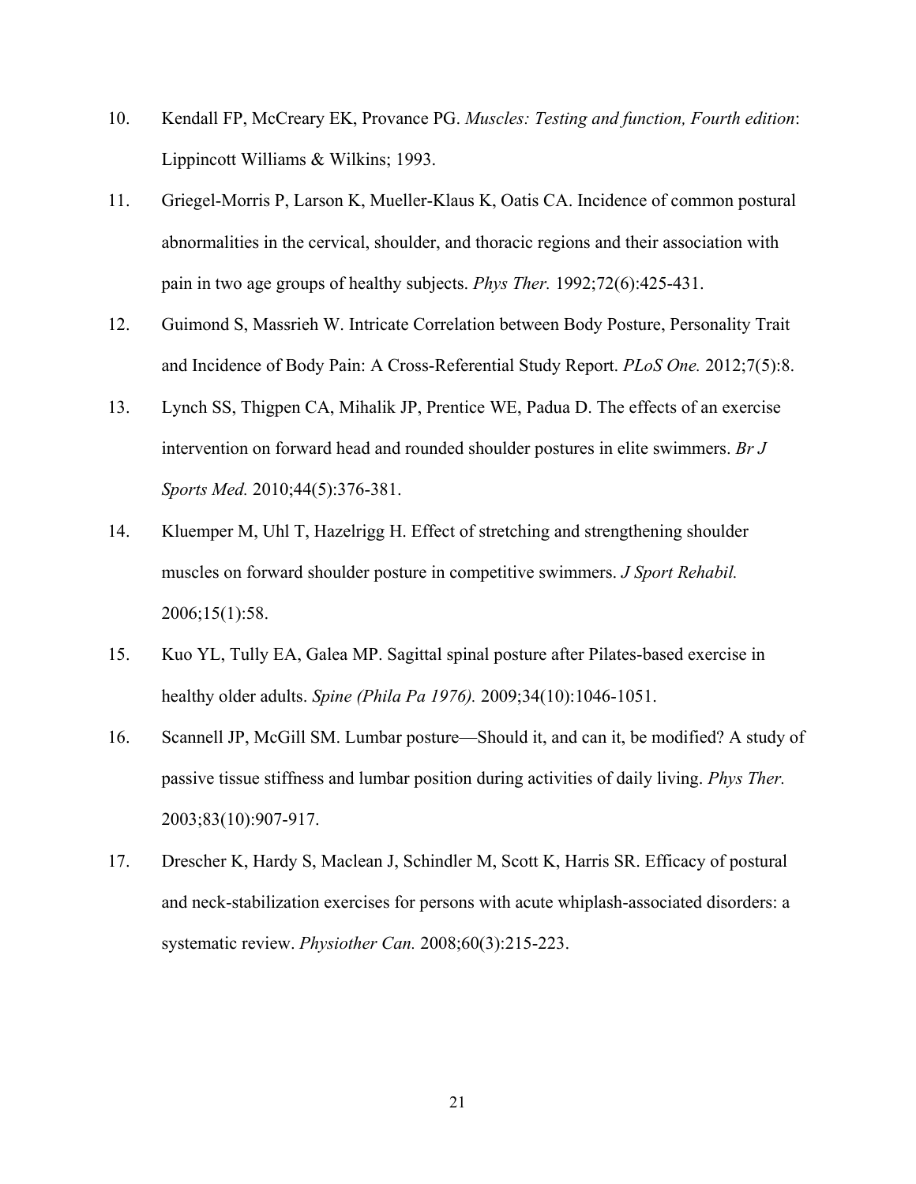10. Kendall FP, McCreary EK, Provance PG. *Muscles: Testing and function, Fourth edition*: Lippincott Williams & Wilkins; 1993.
11. Griegel-Morris P, Larson K, Mueller-Klaus K, Oatis CA. Incidence of common postural abnormalities in the cervical, shoulder, and thoracic regions and their association with pain in two age groups of healthy subjects. *Phys Ther.* 1992;72(6):425-431.
12. Guimond S, Massrieh W. Intricate Correlation between Body Posture, Personality Trait and Incidence of Body Pain: A Cross-Referential Study Report. *PLoS One.* 2012;7(5):8.
13. Lynch SS, Thigpen CA, Mihalik JP, Prentice WE, Padua D. The effects of an exercise intervention on forward head and rounded shoulder postures in elite swimmers. *Br J Sports Med.* 2010;44(5):376-381.
14. Kluemper M, Uhl T, Hazelrigg H. Effect of stretching and strengthening shoulder muscles on forward shoulder posture in competitive swimmers. *J Sport Rehabil.* 2006;15(1):58.
15. Kuo YL, Tully EA, Galea MP. Sagittal spinal posture after Pilates-based exercise in healthy older adults. *Spine (Phila Pa 1976).* 2009;34(10):1046-1051.
16. Scannell JP, McGill SM. Lumbar posture—Should it, and can it, be modified? A study of passive tissue stiffness and lumbar position during activities of daily living. *Phys Ther.* 2003;83(10):907-917.
17. Drescher K, Hardy S, Maclean J, Schindler M, Scott K, Harris SR. Efficacy of postural and neck-stabilization exercises for persons with acute whiplash-associated disorders: a systematic review. *Physiother Can.* 2008;60(3):215-223.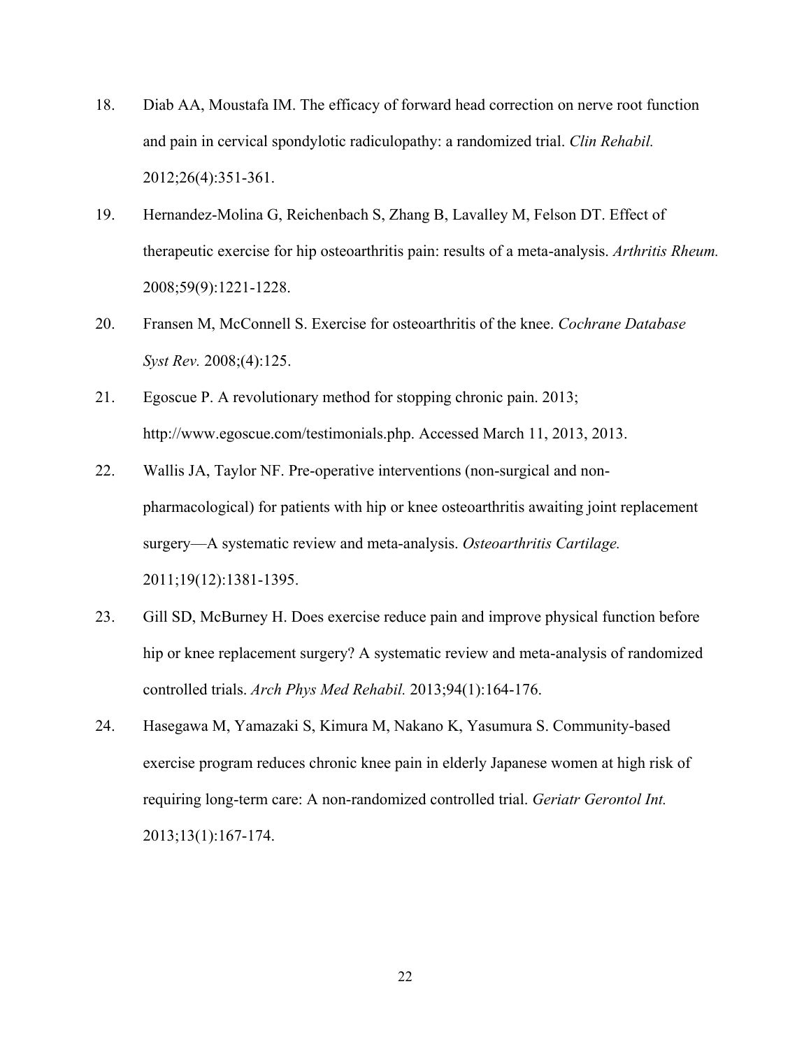18. Diab AA, Moustafa IM. The efficacy of forward head correction on nerve root function and pain in cervical spondylotic radiculopathy: a randomized trial. *Clin Rehabil.* 2012;26(4):351-361.

19. Hernandez-Molina G, Reichenbach S, Zhang B, Lavalley M, Felson DT. Effect of therapeutic exercise for hip osteoarthritis pain: results of a meta-analysis. *Arthritis Rheum.* 2008;59(9):1221-1228.

20. Fransen M, McConnell S. Exercise for osteoarthritis of the knee. *Cochrane Database Syst Rev.* 2008;(4):125.

21. Egoscue P. A revolutionary method for stopping chronic pain. 2013; http://www.egoscue.com/testimonials.php. Accessed March 11, 2013, 2013.

22. Wallis JA, Taylor NF. Pre-operative interventions (non-surgical and non-pharmacological) for patients with hip or knee osteoarthritis awaiting joint replacement surgery—A systematic review and meta-analysis. *Osteoarthritis Cartilage.* 2011;19(12):1381-1395.

23. Gill SD, McBurney H. Does exercise reduce pain and improve physical function before hip or knee replacement surgery? A systematic review and meta-analysis of randomized controlled trials. *Arch Phys Med Rehabil.* 2013;94(1):164-176.

24. Hasegawa M, Yamazaki S, Kimura M, Nakano K, Yasumura S. Community-based exercise program reduces chronic knee pain in elderly Japanese women at high risk of requiring long-term care: A non-randomized controlled trial. *Geriatr Gerontol Int.* 2013;13(1):167-174.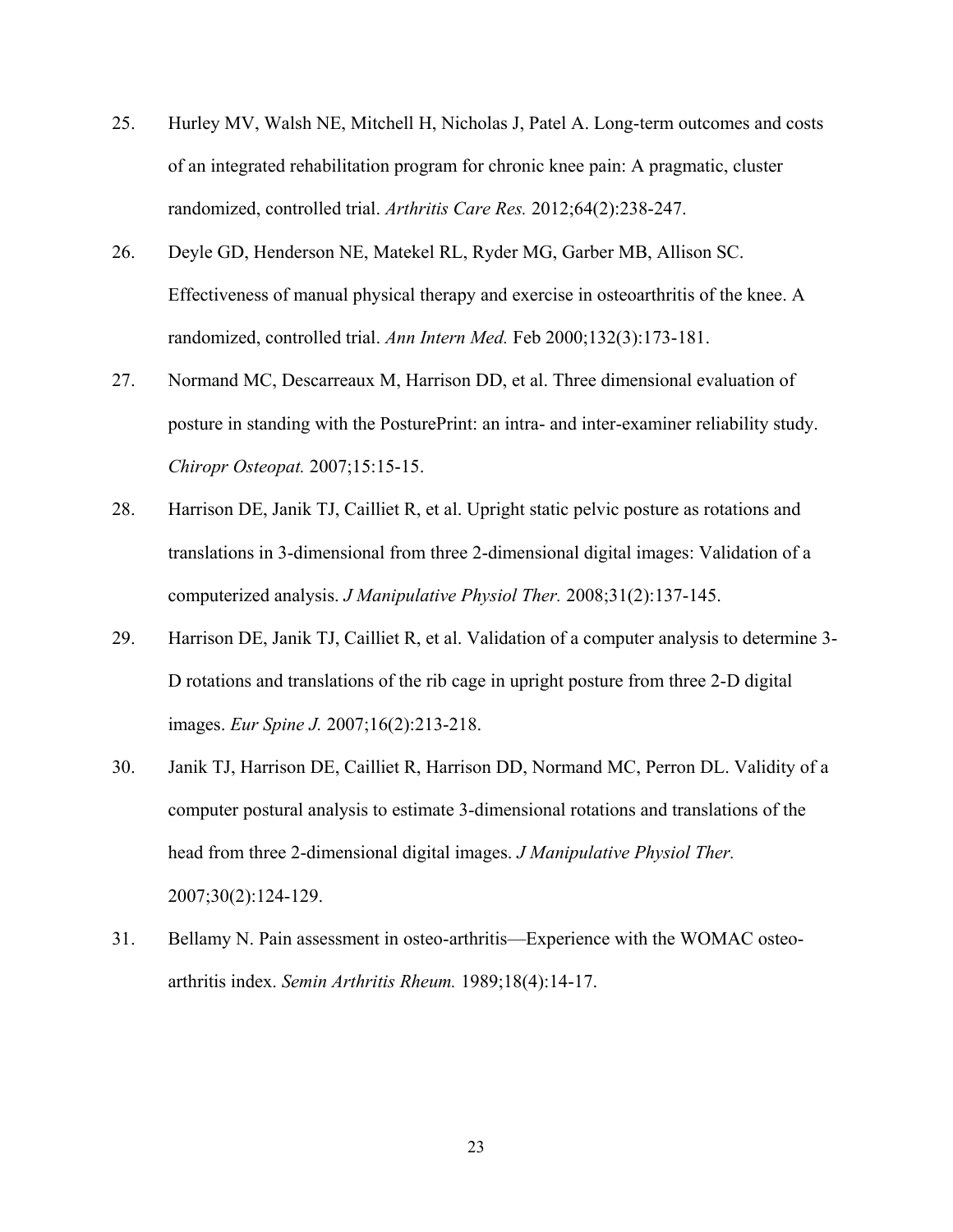25. Hurley MV, Walsh NE, Mitchell H, Nicholas J, Patel A. Long-term outcomes and costs of an integrated rehabilitation program for chronic knee pain: A pragmatic, cluster randomized, controlled trial. *Arthritis Care Res.* 2012;64(2):238-247.

26. Deyle GD, Henderson NE, Matekel RL, Ryder MG, Garber MB, Allison SC. Effectiveness of manual physical therapy and exercise in osteoarthritis of the knee. A randomized, controlled trial. *Ann Intern Med.* Feb 2000;132(3):173-181.

27. Normand MC, Descarreaux M, Harrison DD, et al. Three dimensional evaluation of posture in standing with the PosturePrint: an intra- and inter-examiner reliability study. *Chiropr Osteopat.* 2007;15:15-15.

28. Harrison DE, Janik TJ, Cailliet R, et al. Upright static pelvic posture as rotations and translations in 3-dimensional from three 2-dimensional digital images: Validation of a computerized analysis. *J Manipulative Physiol Ther.* 2008;31(2):137-145.

29. Harrison DE, Janik TJ, Cailliet R, et al. Validation of a computer analysis to determine 3-D rotations and translations of the rib cage in upright posture from three 2-D digital images. *Eur Spine J.* 2007;16(2):213-218.

30. Janik TJ, Harrison DE, Cailliet R, Harrison DD, Normand MC, Perron DL. Validity of a computer postural analysis to estimate 3-dimensional rotations and translations of the head from three 2-dimensional digital images. *J Manipulative Physiol Ther.* 2007;30(2):124-129.

31. Bellamy N. Pain assessment in osteo-arthritis—Experience with the WOMAC osteo-arthritis index. *Semin Arthritis Rheum.* 1989;18(4):14-17.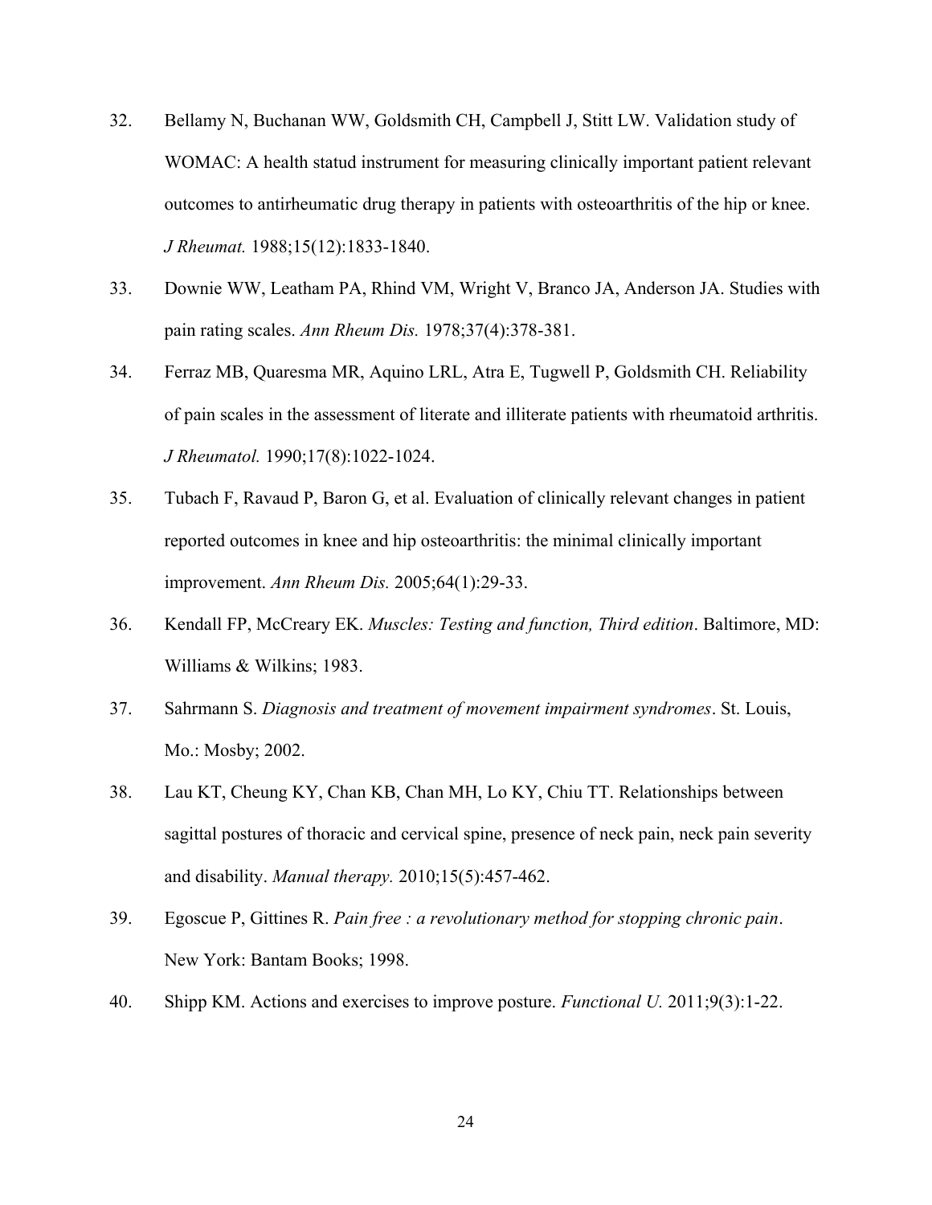32. Bellamy N, Buchanan WW, Goldsmith CH, Campbell J, Stitt LW. Validation study of WOMAC: A health statud instrument for measuring clinically important patient relevant outcomes to antirheumatic drug therapy in patients with osteoarthritis of the hip or knee. *J Rheumat.* 1988;15(12):1833-1840.

33. Downie WW, Leatham PA, Rhind VM, Wright V, Branco JA, Anderson JA. Studies with pain rating scales. *Ann Rheum Dis.* 1978;37(4):378-381.

34. Ferraz MB, Quaresma MR, Aquino LRL, Atra E, Tugwell P, Goldsmith CH. Reliability of pain scales in the assessment of literate and illiterate patients with rheumatoid arthritis. *J Rheumatol.* 1990;17(8):1022-1024.

35. Tubach F, Ravaud P, Baron G, et al. Evaluation of clinically relevant changes in patient reported outcomes in knee and hip osteoarthritis: the minimal clinically important improvement. *Ann Rheum Dis.* 2005;64(1):29-33.

36. Kendall FP, McCreary EK. *Muscles: Testing and function, Third edition*. Baltimore, MD: Williams & Wilkins; 1983.

37. Sahrmann S. *Diagnosis and treatment of movement impairment syndromes*. St. Louis, Mo.: Mosby; 2002.

38. Lau KT, Cheung KY, Chan KB, Chan MH, Lo KY, Chiu TT. Relationships between sagittal postures of thoracic and cervical spine, presence of neck pain, neck pain severity and disability. *Manual therapy.* 2010;15(5):457-462.

39. Egoscue P, Gittines R. *Pain free : a revolutionary method for stopping chronic pain*. New York: Bantam Books; 1998.

40. Shipp KM. Actions and exercises to improve posture. *Functional U.* 2011;9(3):1-22.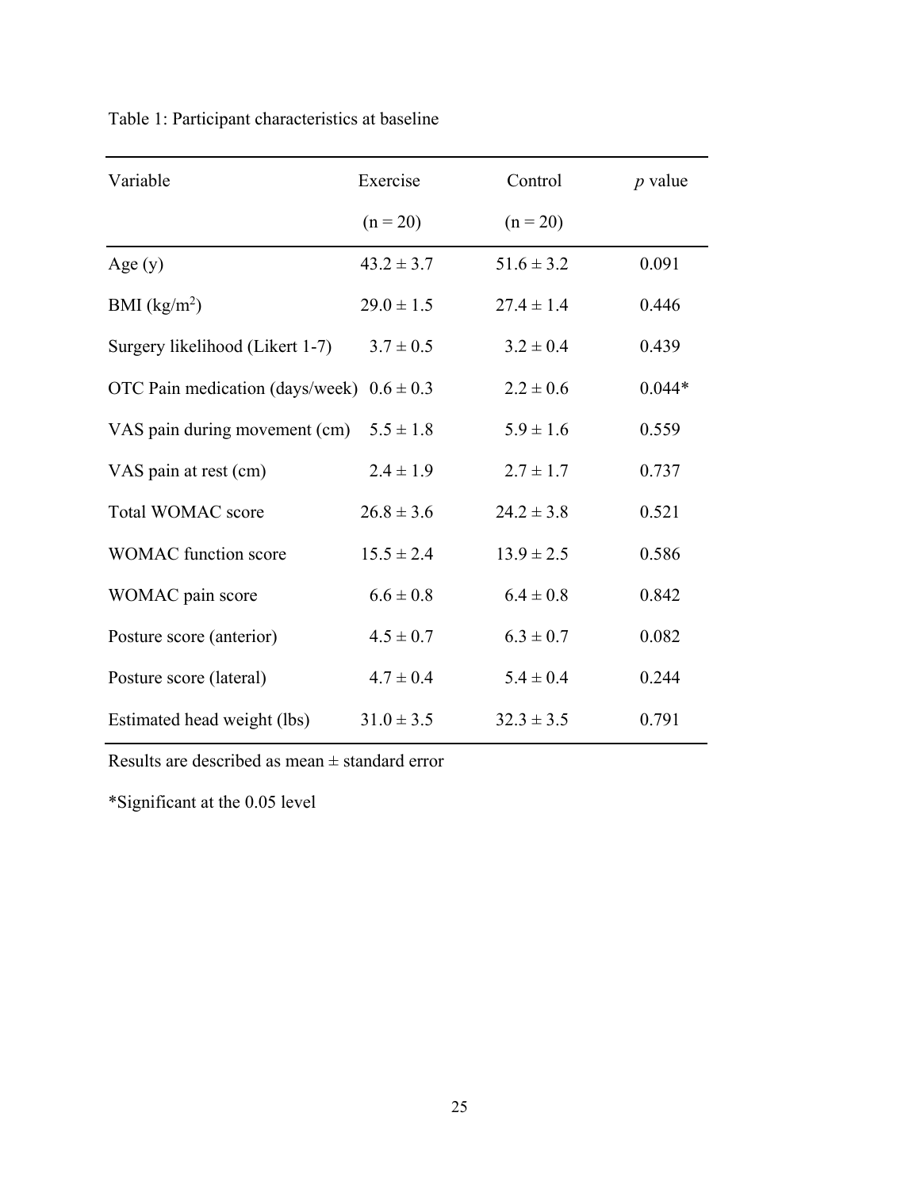Table 1: Participant characteristics at baseline

| Variable | Exercise (n = 20) | Control (n = 20) | *p* value |
|---|---|---|---|
| Age (y) | 43.2 ± 3.7 | 51.6 ± 3.2 | 0.091 |
| BMI (kg/m$^2$) | 29.0 ± 1.5 | 27.4 ± 1.4 | 0.446 |
| Surgery likelihood (Likert 1-7) | 3.7 ± 0.5 | 3.2 ± 0.4 | 0.439 |
| OTC Pain medication (days/week) | 0.6 ± 0.3 | 2.2 ± 0.6 | 0.044* |
| VAS pain during movement (cm) | 5.5 ± 1.8 | 5.9 ± 1.6 | 0.559 |
| VAS pain at rest (cm) | 2.4 ± 1.9 | 2.7 ± 1.7 | 0.737 |
| Total WOMAC score | 26.8 ± 3.6 | 24.2 ± 3.8 | 0.521 |
| WOMAC function score | 15.5 ± 2.4 | 13.9 ± 2.5 | 0.586 |
| WOMAC pain score | 6.6 ± 0.8 | 6.4 ± 0.8 | 0.842 |
| Posture score (anterior) | 4.5 ± 0.7 | 6.3 ± 0.7 | 0.082 |
| Posture score (lateral) | 4.7 ± 0.4 | 5.4 ± 0.4 | 0.244 |
| Estimated head weight (lbs) | 31.0 ± 3.5 | 32.3 ± 3.5 | 0.791 |

Results are described as mean ± standard error

*Significant at the 0.05 level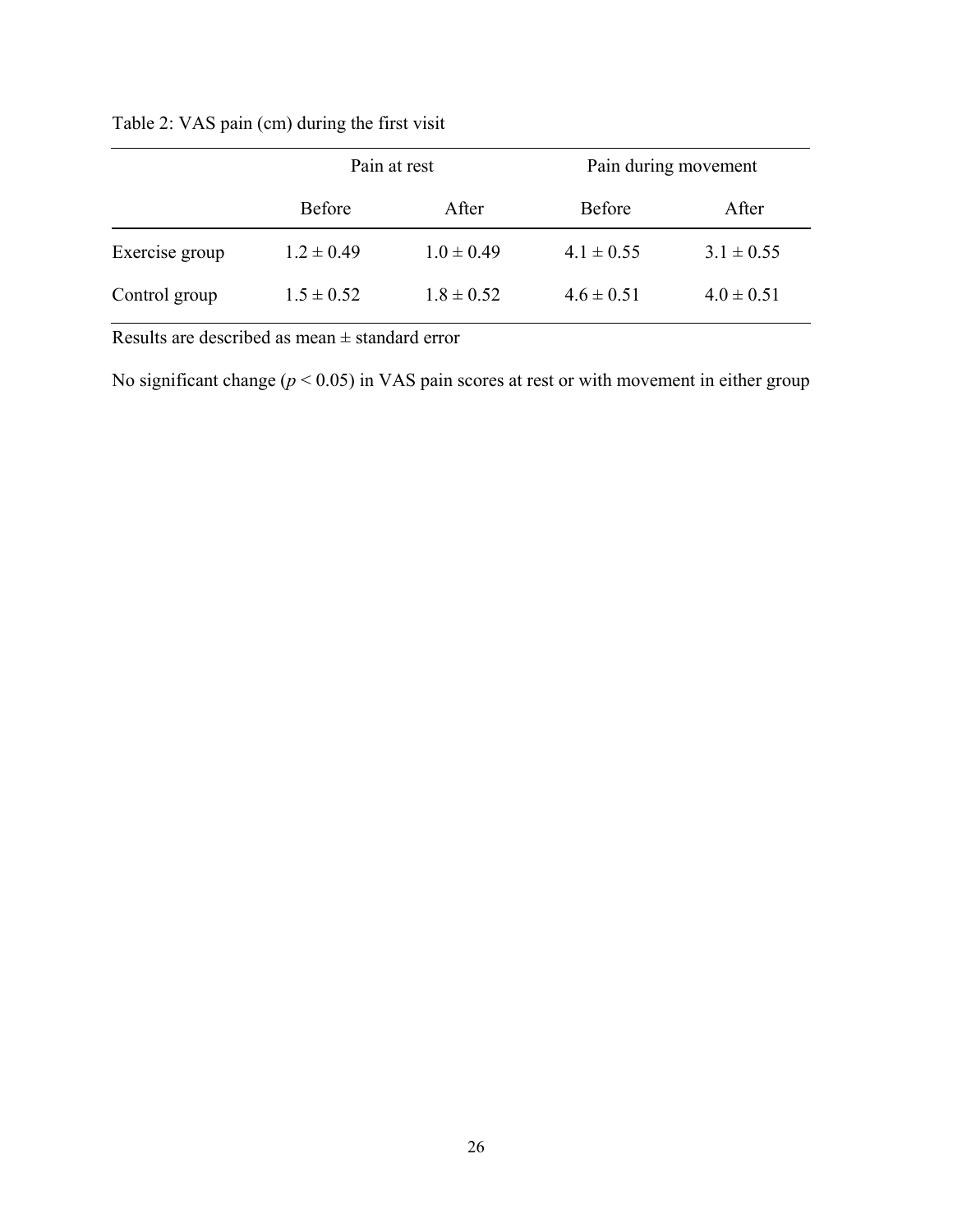Table 2: VAS pain (cm) during the first visit

| | Pain at rest | | Pain during movement | |
|---|---|---|---|---|
| | Before | After | Before | After |
| Exercise group | 1.2 ± 0.49 | 1.0 ± 0.49 | 4.1 ± 0.55 | 3.1 ± 0.55 |
| Control group | 1.5 ± 0.52 | 1.8 ± 0.52 | 4.6 ± 0.51 | 4.0 ± 0.51 |

Results are described as mean ± standard error

No significant change ($p < 0.05$) in VAS pain scores at rest or with movement in either group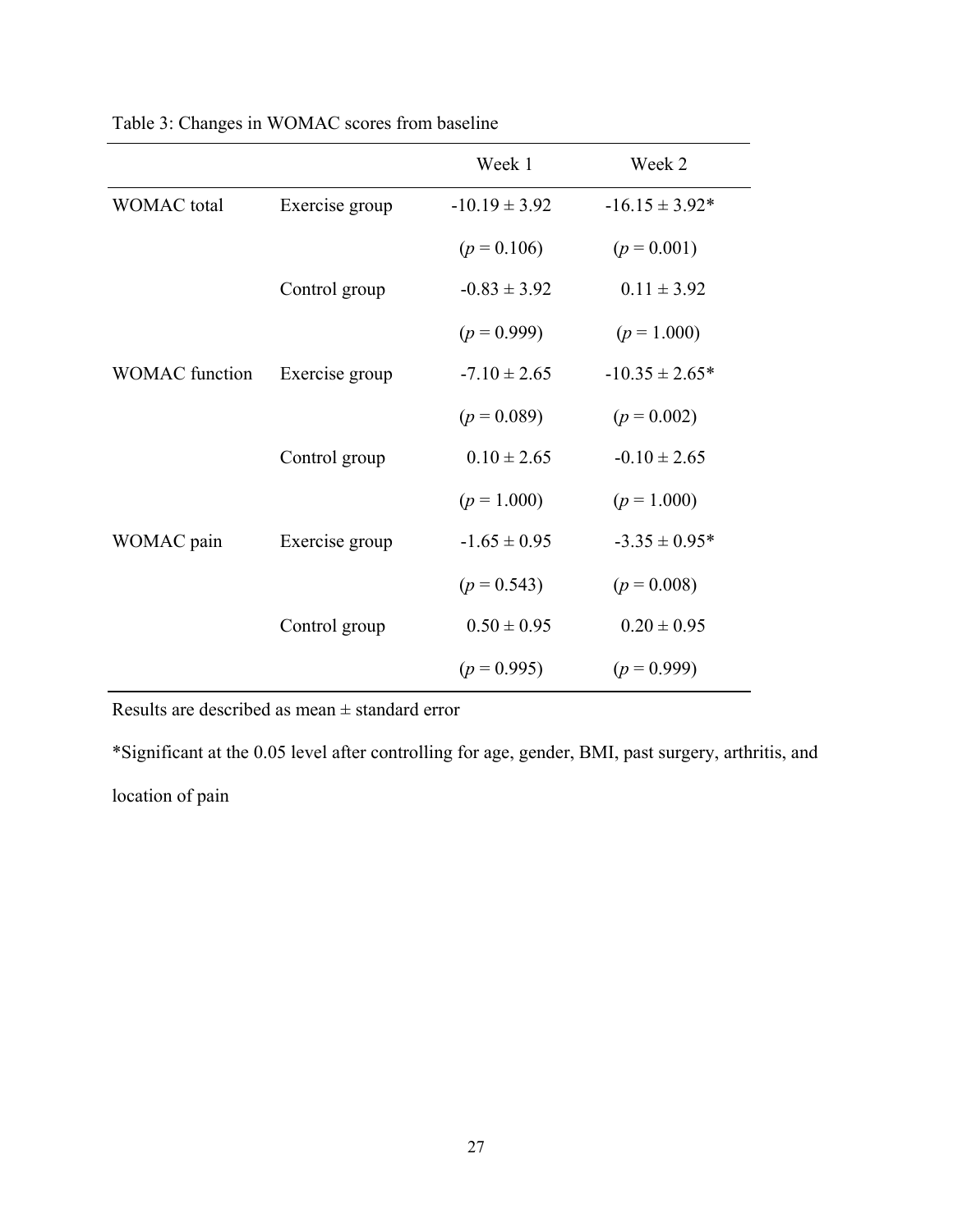Table 3: Changes in WOMAC scores from baseline

| | | Week 1 | Week 2 |
|---|---|---|---|
| WOMAC total | Exercise group | -10.19 ± 3.92 | -16.15 ± 3.92* |
| | | (*p* = 0.106) | (*p* = 0.001) |
| | Control group | -0.83 ± 3.92 | 0.11 ± 3.92 |
| | | (*p* = 0.999) | (*p* = 1.000) |
| WOMAC function | Exercise group | -7.10 ± 2.65 | -10.35 ± 2.65* |
| | | (*p* = 0.089) | (*p* = 0.002) |
| | Control group | 0.10 ± 2.65 | -0.10 ± 2.65 |
| | | (*p* = 1.000) | (*p* = 1.000) |
| WOMAC pain | Exercise group | -1.65 ± 0.95 | -3.35 ± 0.95* |
| | | (*p* = 0.543) | (*p* = 0.008) |
| | Control group | 0.50 ± 0.95 | 0.20 ± 0.95 |
| | | (*p* = 0.995) | (*p* = 0.999) |

Results are described as mean ± standard error

*Significant at the 0.05 level after controlling for age, gender, BMI, past surgery, arthritis, and location of pain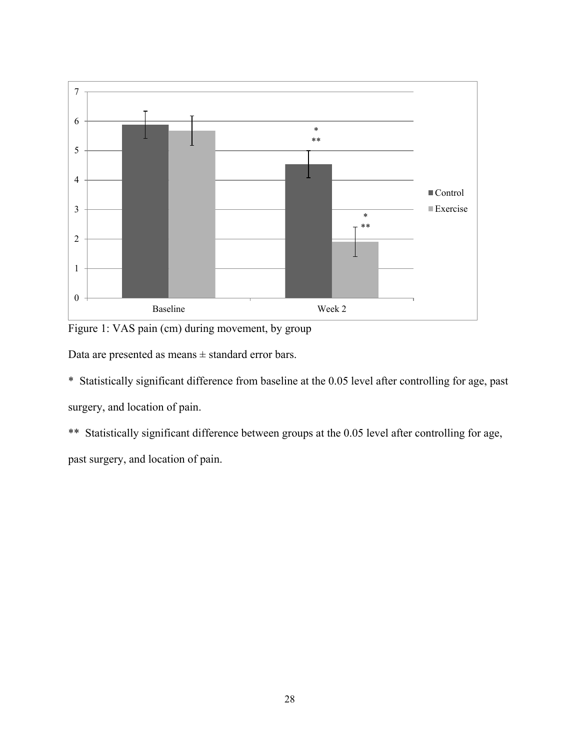Figure 1: VAS pain (cm) during movement, by group

Data are presented as means ± standard error bars.

* Statistically significant difference from baseline at the 0.05 level after controlling for age, past surgery, and location of pain.

** Statistically significant difference between groups at the 0.05 level after controlling for age, past surgery, and location of pain.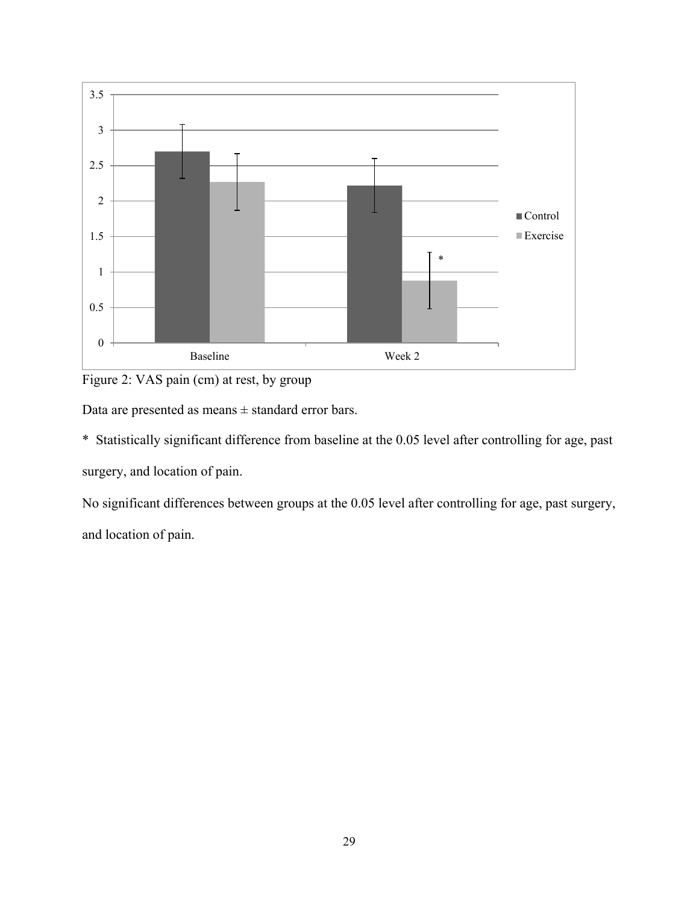Figure 2: VAS pain (cm) at rest, by group

Data are presented as means ± standard error bars.

* Statistically significant difference from baseline at the 0.05 level after controlling for age, past surgery, and location of pain.

No significant differences between groups at the 0.05 level after controlling for age, past surgery, and location of pain.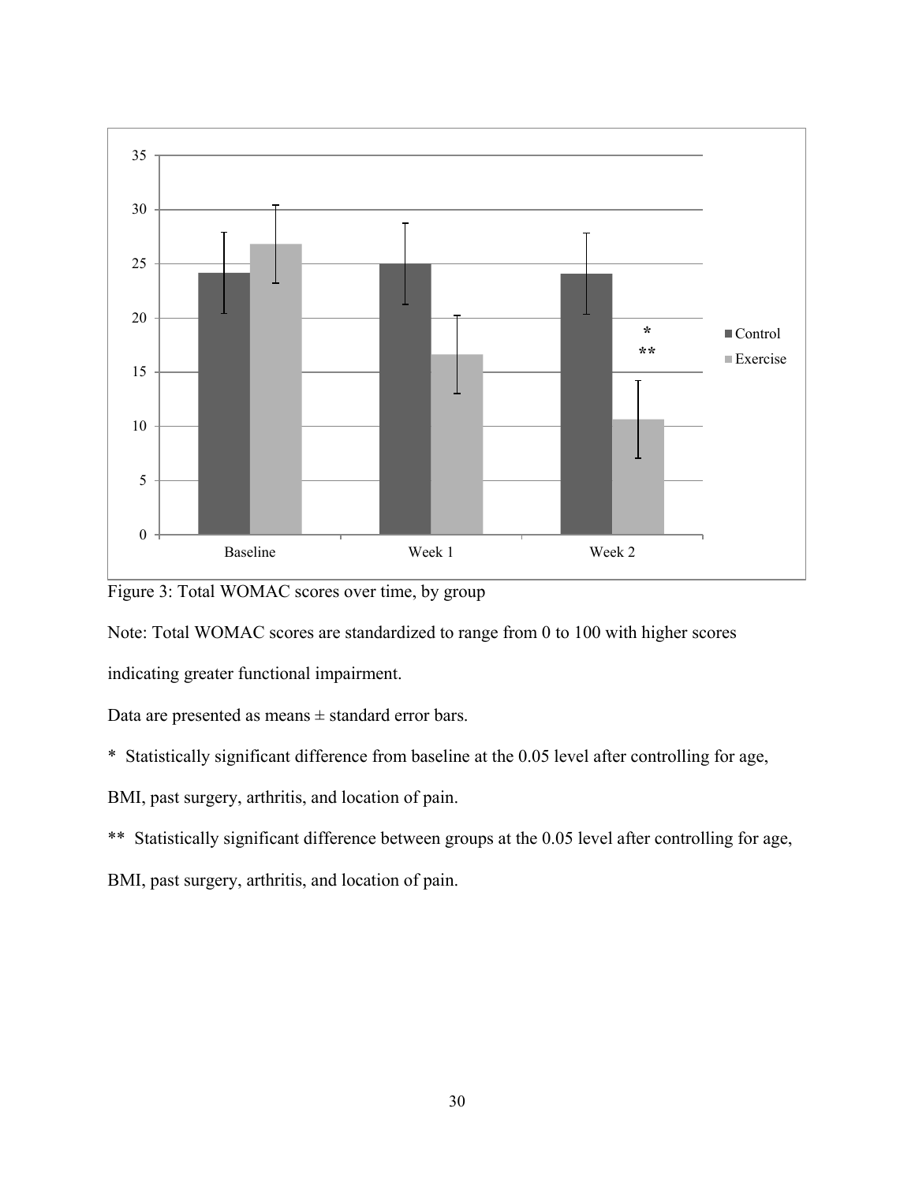Figure 3: Total WOMAC scores over time, by group

Note: Total WOMAC scores are standardized to range from 0 to 100 with higher scores indicating greater functional impairment.

Data are presented as means ± standard error bars.

* Statistically significant difference from baseline at the 0.05 level after controlling for age, BMI, past surgery, arthritis, and location of pain.

** Statistically significant difference between groups at the 0.05 level after controlling for age, BMI, past surgery, arthritis, and location of pain.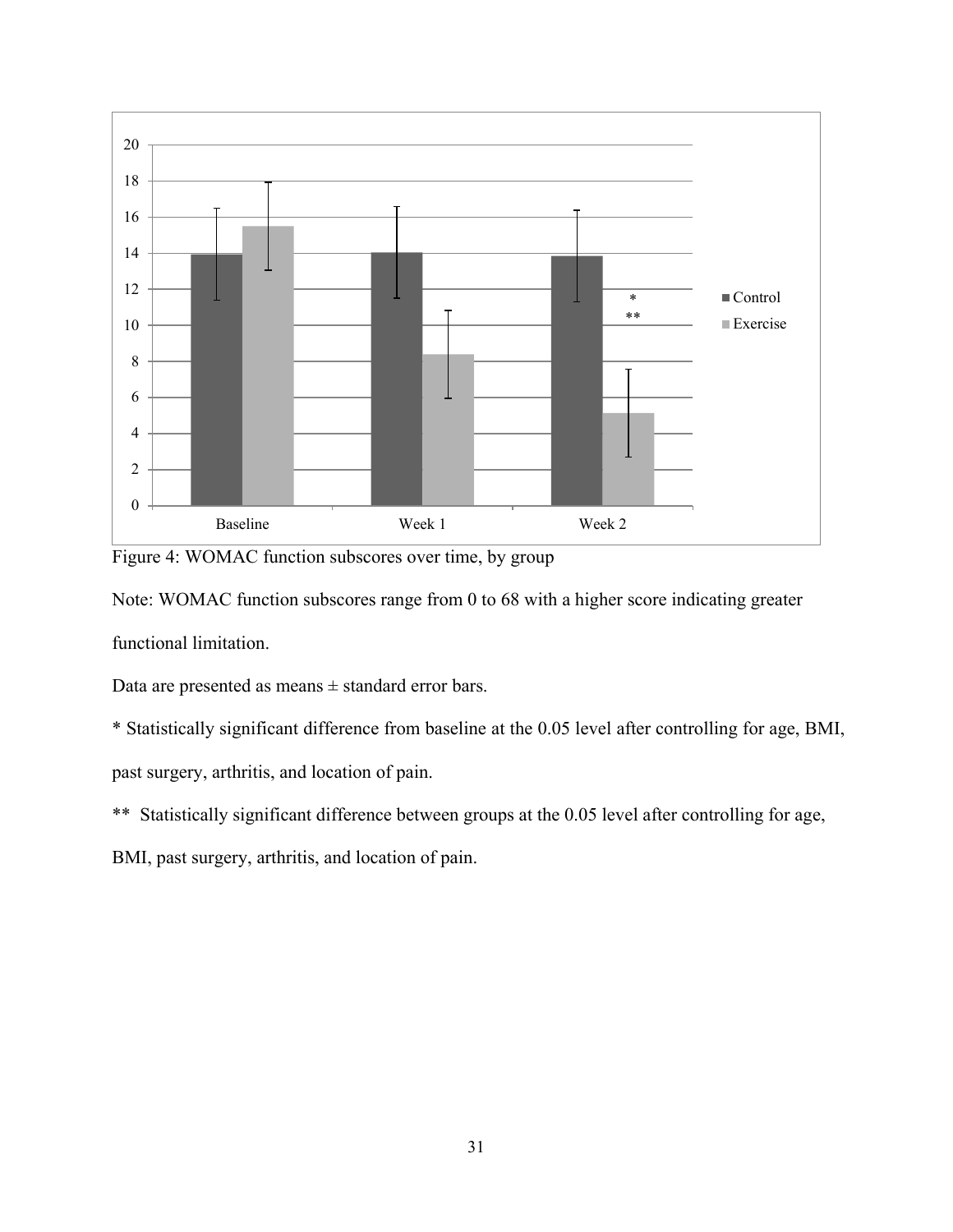Figure 4: WOMAC function subscores over time, by group

Note: WOMAC function subscores range from 0 to 68 with a higher score indicating greater functional limitation.

Data are presented as means ± standard error bars.

* Statistically significant difference from baseline at the 0.05 level after controlling for age, BMI, past surgery, arthritis, and location of pain.

** Statistically significant difference between groups at the 0.05 level after controlling for age, BMI, past surgery, arthritis, and location of pain.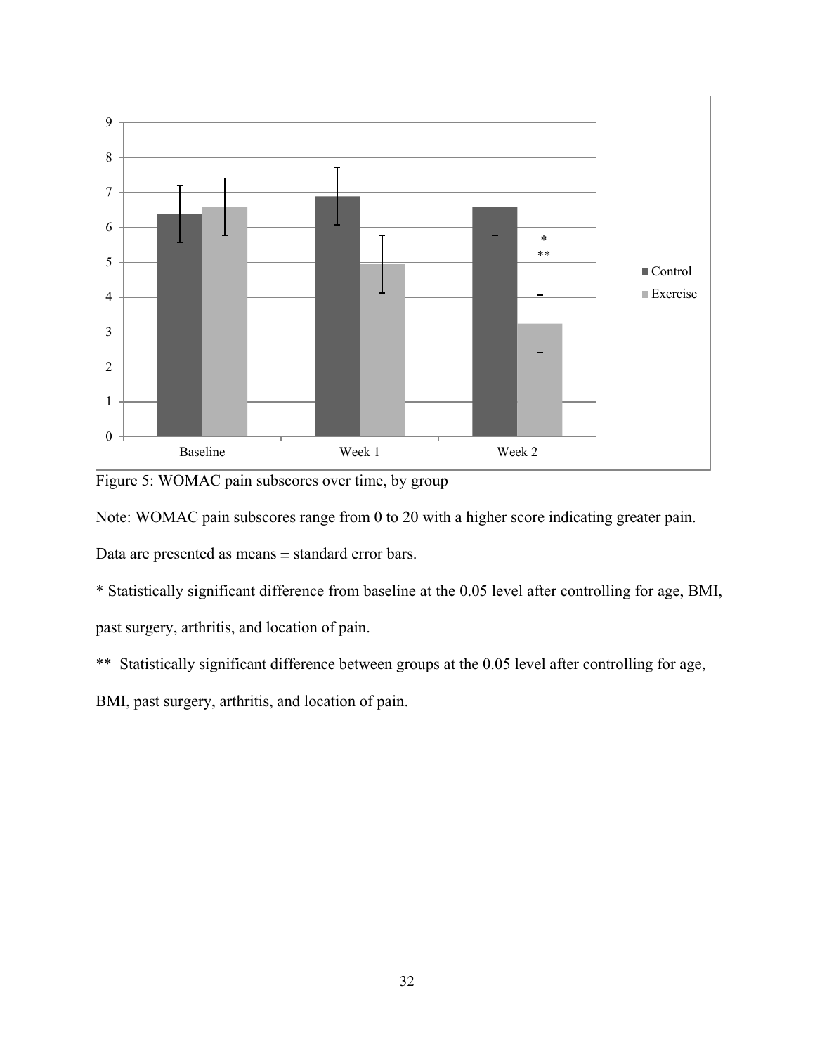9
8
7
6
5
4
3
2
1
0

Baseline
Week 1
Week 2

*
**

Control
Exercise

Figure 5: WOMAC pain subscores over time, by group

Note: WOMAC pain subscores range from 0 to 20 with a higher score indicating greater pain.

Data are presented as means ± standard error bars.

* Statistically significant difference from baseline at the 0.05 level after controlling for age, BMI, past surgery, arthritis, and location of pain.

** Statistically significant difference between groups at the 0.05 level after controlling for age, BMI, past surgery, arthritis, and location of pain.